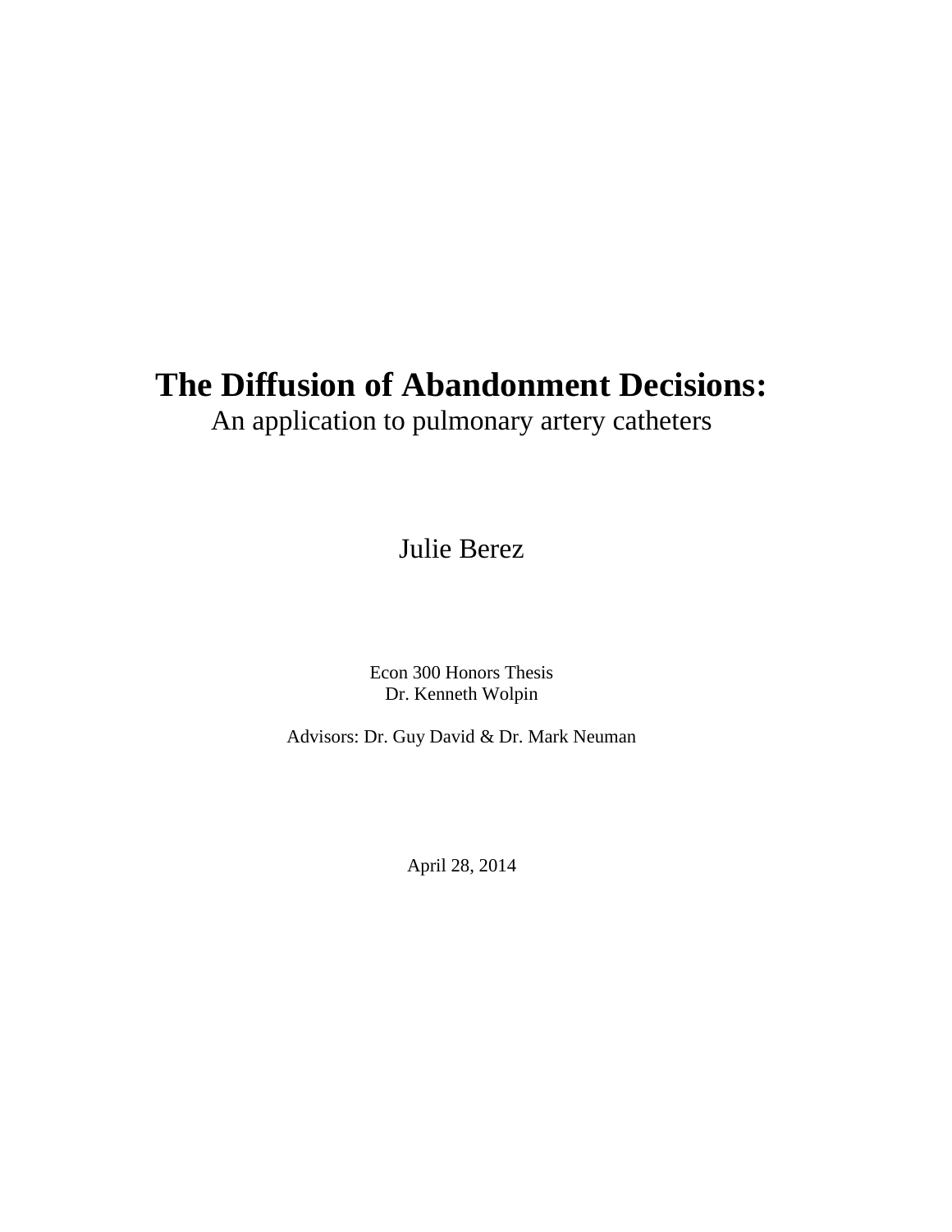# The Diffusion of Abandonment Decisions:

An application to pulmonary artery catheters

Julie Berez

Econ 300 Honors Thesis
Dr. Kenneth Wolpin

Advisors: Dr. Guy David & Dr. Mark Neuman

April 28, 2014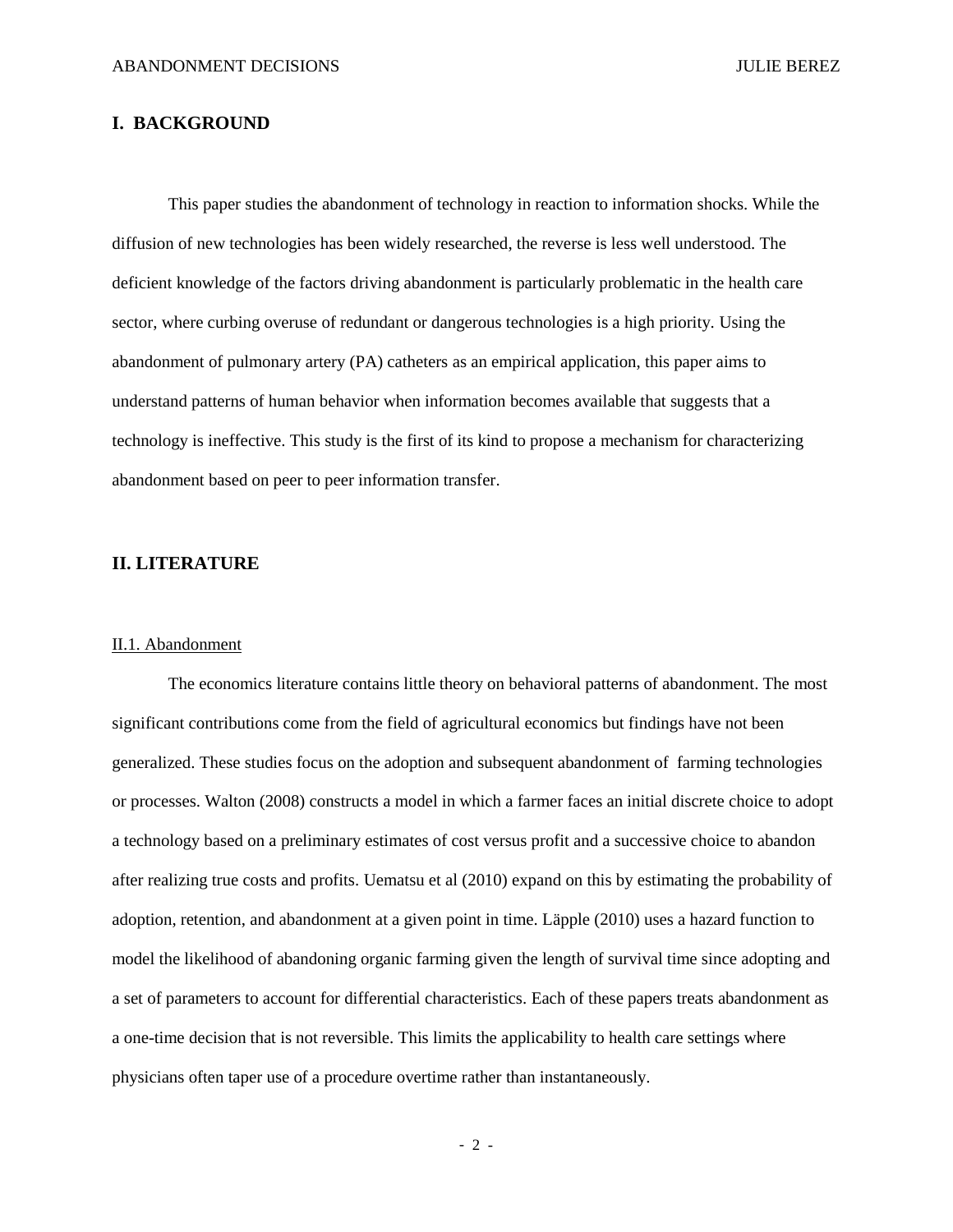## I. BACKGROUND

This paper studies the abandonment of technology in reaction to information shocks. While the diffusion of new technologies has been widely researched, the reverse is less well understood. The deficient knowledge of the factors driving abandonment is particularly problematic in the health care sector, where curbing overuse of redundant or dangerous technologies is a high priority. Using the abandonment of pulmonary artery (PA) catheters as an empirical application, this paper aims to understand patterns of human behavior when information becomes available that suggests that a technology is ineffective. This study is the first of its kind to propose a mechanism for characterizing abandonment based on peer to peer information transfer.

## II. LITERATURE

### II.1. Abandonment

The economics literature contains little theory on behavioral patterns of abandonment. The most significant contributions come from the field of agricultural economics but findings have not been generalized. These studies focus on the adoption and subsequent abandonment of farming technologies or processes. Walton (2008) constructs a model in which a farmer faces an initial discrete choice to adopt a technology based on a preliminary estimates of cost versus profit and a successive choice to abandon after realizing true costs and profits. Uematsu et al (2010) expand on this by estimating the probability of adoption, retention, and abandonment at a given point in time. Läpple (2010) uses a hazard function to model the likelihood of abandoning organic farming given the length of survival time since adopting and a set of parameters to account for differential characteristics. Each of these papers treats abandonment as a one-time decision that is not reversible. This limits the applicability to health care settings where physicians often taper use of a procedure overtime rather than instantaneously.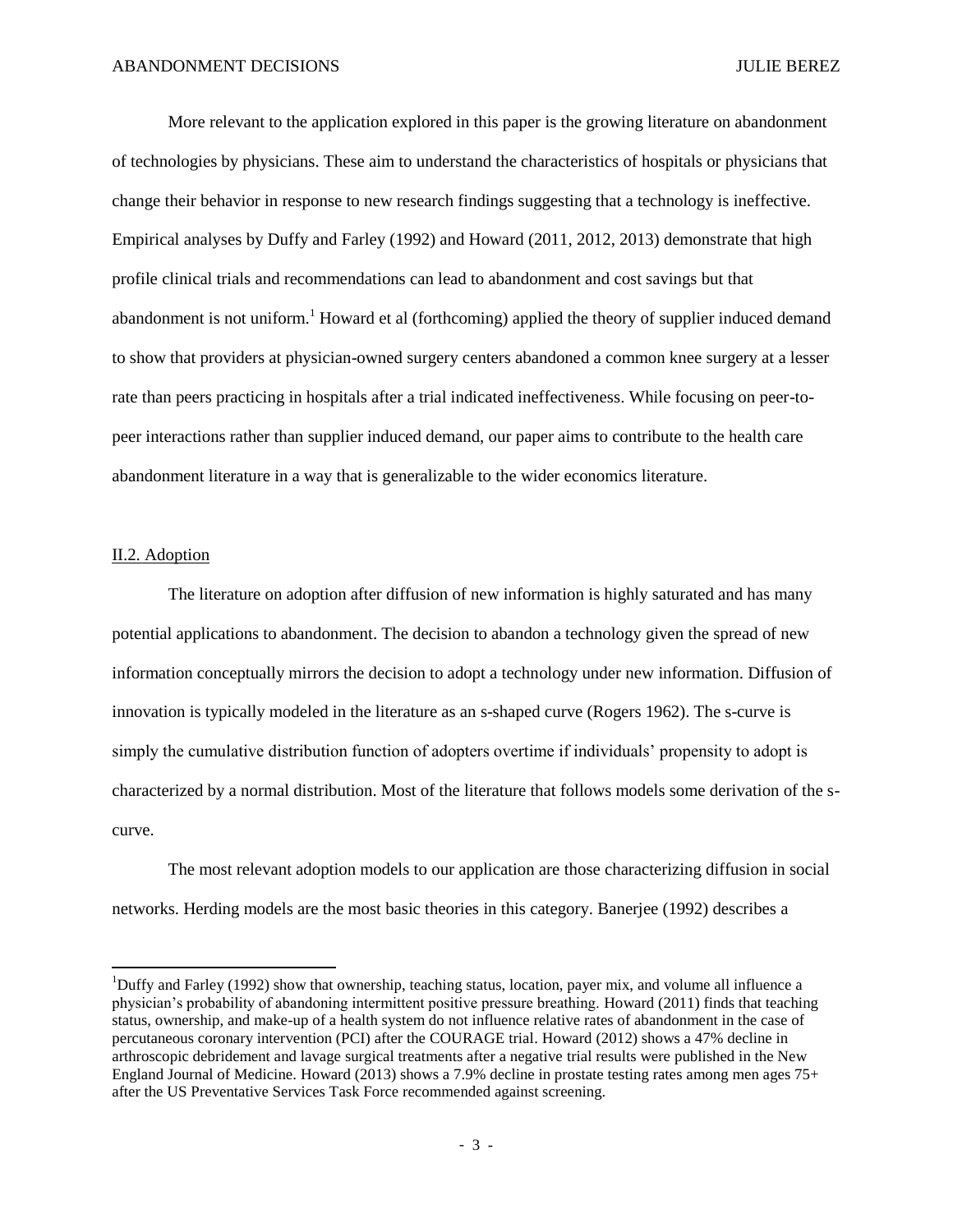More relevant to the application explored in this paper is the growing literature on abandonment of technologies by physicians. These aim to understand the characteristics of hospitals or physicians that change their behavior in response to new research findings suggesting that a technology is ineffective. Empirical analyses by Duffy and Farley (1992) and Howard (2011, 2012, 2013) demonstrate that high profile clinical trials and recommendations can lead to abandonment and cost savings but that abandonment is not uniform.[1] Howard et al (forthcoming) applied the theory of supplier induced demand to show that providers at physician-owned surgery centers abandoned a common knee surgery at a lesser rate than peers practicing in hospitals after a trial indicated ineffectiveness. While focusing on peer-to-peer interactions rather than supplier induced demand, our paper aims to contribute to the health care abandonment literature in a way that is generalizable to the wider economics literature.

## II.2. Adoption

The literature on adoption after diffusion of new information is highly saturated and has many potential applications to abandonment. The decision to abandon a technology given the spread of new information conceptually mirrors the decision to adopt a technology under new information. Diffusion of innovation is typically modeled in the literature as an s-shaped curve (Rogers 1962). The s-curve is simply the cumulative distribution function of adopters overtime if individuals' propensity to adopt is characterized by a normal distribution. Most of the literature that follows models some derivation of the s-curve.

The most relevant adoption models to our application are those characterizing diffusion in social networks. Herding models are the most basic theories in this category. Banerjee (1992) describes a

[1] Duffy and Farley (1992) show that ownership, teaching status, location, payer mix, and volume all influence a physician's probability of abandoning intermittent positive pressure breathing. Howard (2011) finds that teaching status, ownership, and make-up of a health system do not influence relative rates of abandonment in the case of percutaneous coronary intervention (PCI) after the COURAGE trial. Howard (2012) shows a 47% decline in arthroscopic debridement and lavage surgical treatments after a negative trial results were published in the New England Journal of Medicine. Howard (2013) shows a 7.9% decline in prostate testing rates among men ages 75+ after the US Preventative Services Task Force recommended against screening.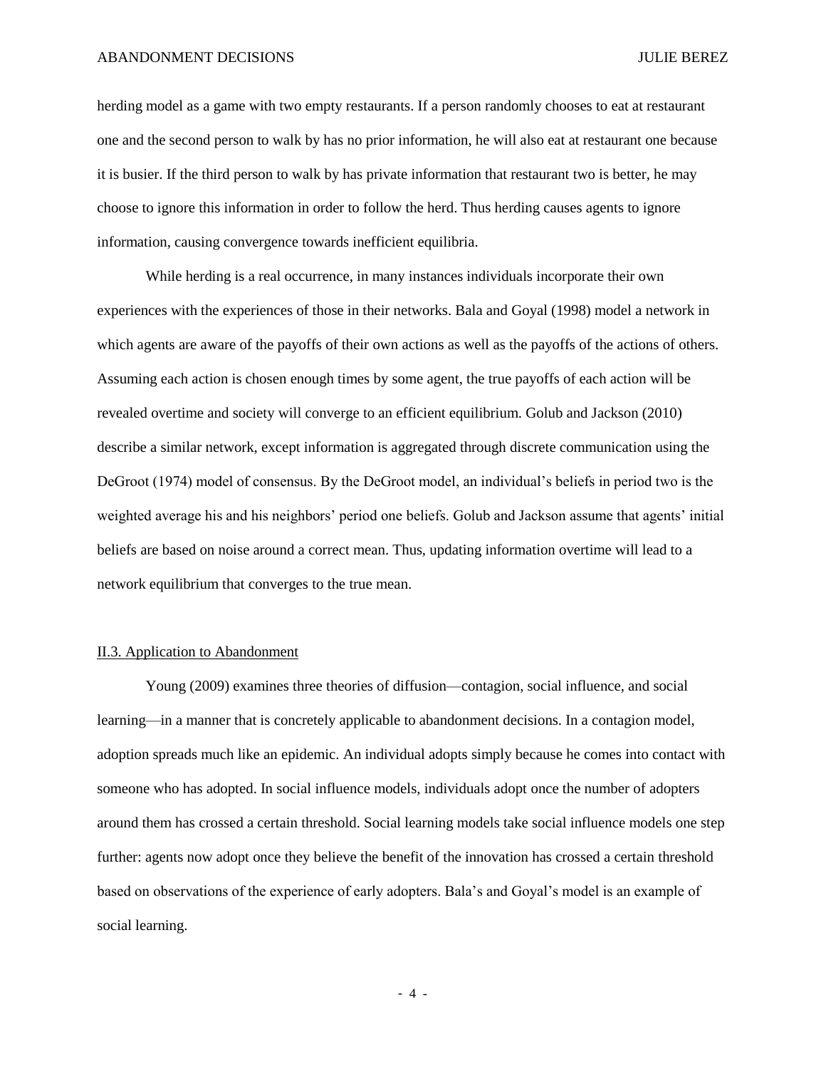herding model as a game with two empty restaurants. If a person randomly chooses to eat at restaurant one and the second person to walk by has no prior information, he will also eat at restaurant one because it is busier. If the third person to walk by has private information that restaurant two is better, he may choose to ignore this information in order to follow the herd. Thus herding causes agents to ignore information, causing convergence towards inefficient equilibria.

While herding is a real occurrence, in many instances individuals incorporate their own experiences with the experiences of those in their networks. Bala and Goyal (1998) model a network in which agents are aware of the payoffs of their own actions as well as the payoffs of the actions of others. Assuming each action is chosen enough times by some agent, the true payoffs of each action will be revealed overtime and society will converge to an efficient equilibrium. Golub and Jackson (2010) describe a similar network, except information is aggregated through discrete communication using the DeGroot (1974) model of consensus. By the DeGroot model, an individual's beliefs in period two is the weighted average his and his neighbors' period one beliefs. Golub and Jackson assume that agents' initial beliefs are based on noise around a correct mean. Thus, updating information overtime will lead to a network equilibrium that converges to the true mean.

### II.3. Application to Abandonment

Young (2009) examines three theories of diffusion—contagion, social influence, and social learning—in a manner that is concretely applicable to abandonment decisions. In a contagion model, adoption spreads much like an epidemic. An individual adopts simply because he comes into contact with someone who has adopted. In social influence models, individuals adopt once the number of adopters around them has crossed a certain threshold. Social learning models take social influence models one step further: agents now adopt once they believe the benefit of the innovation has crossed a certain threshold based on observations of the experience of early adopters. Bala's and Goyal's model is an example of social learning.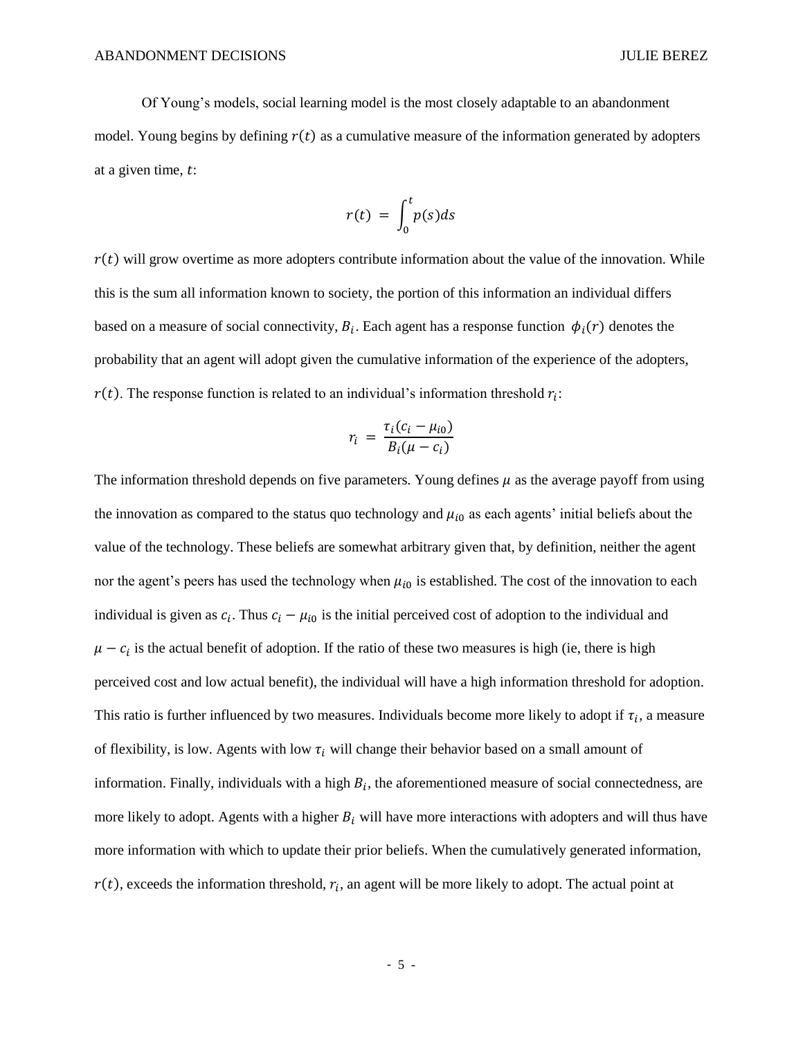Of Young's models, social learning model is the most closely adaptable to an abandonment model. Young begins by defining $r(t)$ as a cumulative measure of the information generated by adopters at a given time, $t$:

$$r(t) = \int_0^t p(s)ds$$

$r(t)$ will grow overtime as more adopters contribute information about the value of the innovation. While this is the sum all information known to society, the portion of this information an individual differs based on a measure of social connectivity, $B_i$. Each agent has a response function $\phi_i(r)$ denotes the probability that an agent will adopt given the cumulative information of the experience of the adopters, $r(t)$. The response function is related to an individual's information threshold $r_i$:

$$r_i = \frac{\tau_i(c_i - \mu_{i0})}{B_i(\mu - c_i)}$$

The information threshold depends on five parameters. Young defines $\mu$ as the average payoff from using the innovation as compared to the status quo technology and $\mu_{i0}$ as each agents' initial beliefs about the value of the technology. These beliefs are somewhat arbitrary given that, by definition, neither the agent nor the agent's peers has used the technology when $\mu_{i0}$ is established. The cost of the innovation to each individual is given as $c_i$. Thus $c_i - \mu_{i0}$ is the initial perceived cost of adoption to the individual and $\mu - c_i$ is the actual benefit of adoption. If the ratio of these two measures is high (ie, there is high perceived cost and low actual benefit), the individual will have a high information threshold for adoption. This ratio is further influenced by two measures. Individuals become more likely to adopt if $\tau_i$, a measure of flexibility, is low. Agents with low $\tau_i$ will change their behavior based on a small amount of information. Finally, individuals with a high $B_i$, the aforementioned measure of social connectedness, are more likely to adopt. Agents with a higher $B_i$ will have more interactions with adopters and will thus have more information with which to update their prior beliefs. When the cumulatively generated information, $r(t)$, exceeds the information threshold, $r_i$, an agent will be more likely to adopt. The actual point at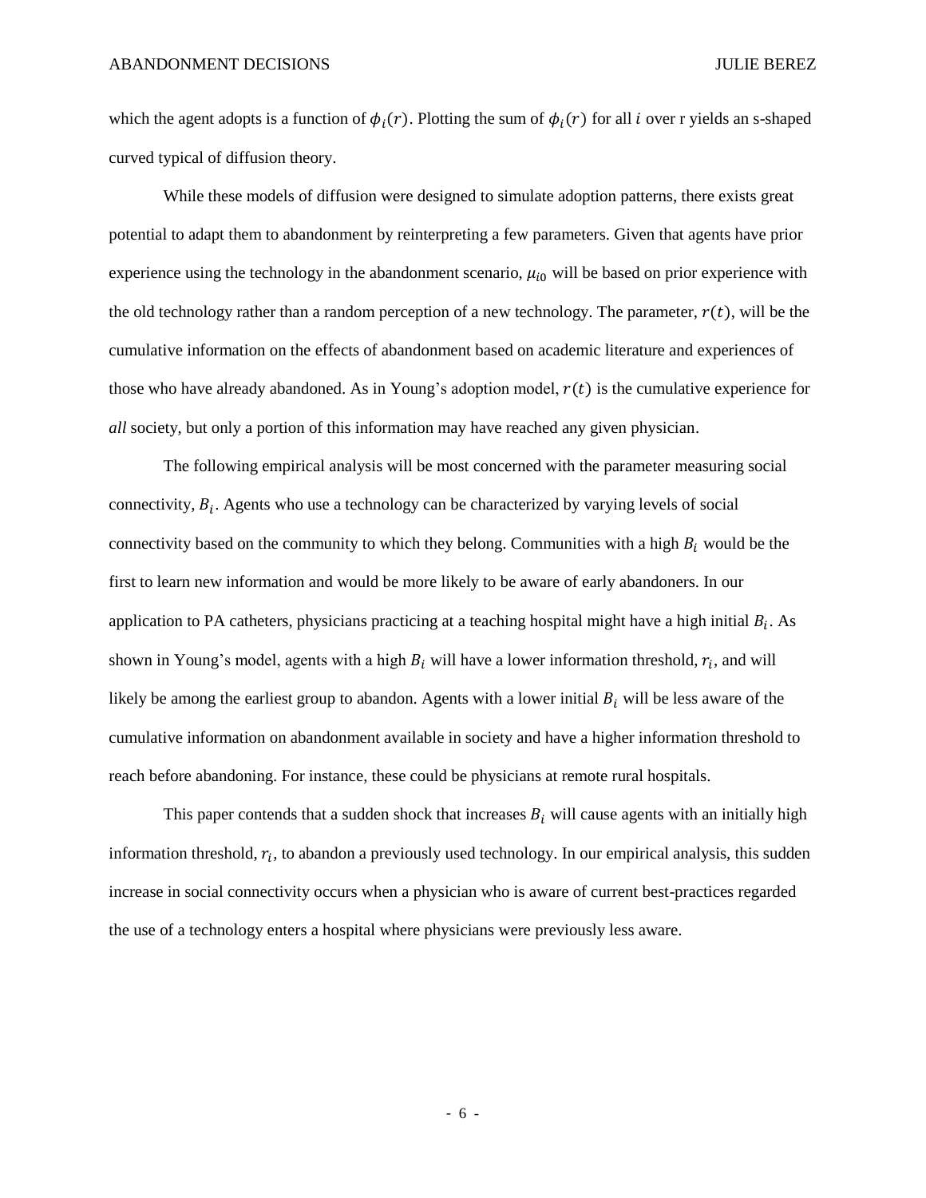which the agent adopts is a function of $\phi_i(r)$. Plotting the sum of $\phi_i(r)$ for all $i$ over r yields an s-shaped curved typical of diffusion theory.

While these models of diffusion were designed to simulate adoption patterns, there exists great potential to adapt them to abandonment by reinterpreting a few parameters. Given that agents have prior experience using the technology in the abandonment scenario, $\mu_{i0}$ will be based on prior experience with the old technology rather than a random perception of a new technology. The parameter, $r(t)$, will be the cumulative information on the effects of abandonment based on academic literature and experiences of those who have already abandoned. As in Young's adoption model, $r(t)$ is the cumulative experience for *all* society, but only a portion of this information may have reached any given physician.

The following empirical analysis will be most concerned with the parameter measuring social connectivity, $B_i$. Agents who use a technology can be characterized by varying levels of social connectivity based on the community to which they belong. Communities with a high $B_i$ would be the first to learn new information and would be more likely to be aware of early abandoners. In our application to PA catheters, physicians practicing at a teaching hospital might have a high initial $B_i$. As shown in Young's model, agents with a high $B_i$ will have a lower information threshold, $r_i$, and will likely be among the earliest group to abandon. Agents with a lower initial $B_i$ will be less aware of the cumulative information on abandonment available in society and have a higher information threshold to reach before abandoning. For instance, these could be physicians at remote rural hospitals.

This paper contends that a sudden shock that increases $B_i$ will cause agents with an initially high information threshold, $r_i$, to abandon a previously used technology. In our empirical analysis, this sudden increase in social connectivity occurs when a physician who is aware of current best-practices regarded the use of a technology enters a hospital where physicians were previously less aware.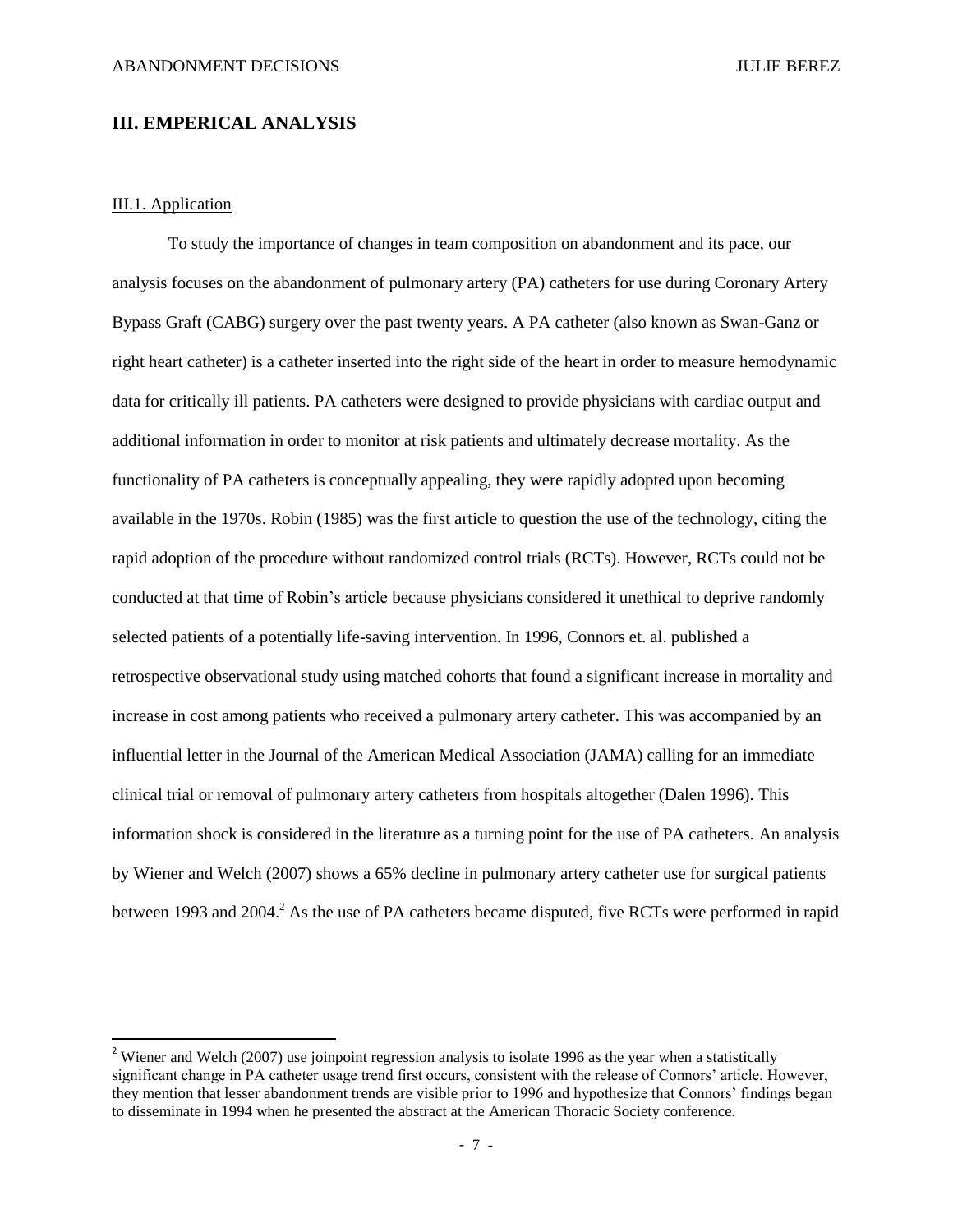## III. EMPERICAL ANALYSIS

### III.1. Application

To study the importance of changes in team composition on abandonment and its pace, our analysis focuses on the abandonment of pulmonary artery (PA) catheters for use during Coronary Artery Bypass Graft (CABG) surgery over the past twenty years. A PA catheter (also known as Swan-Ganz or right heart catheter) is a catheter inserted into the right side of the heart in order to measure hemodynamic data for critically ill patients. PA catheters were designed to provide physicians with cardiac output and additional information in order to monitor at risk patients and ultimately decrease mortality. As the functionality of PA catheters is conceptually appealing, they were rapidly adopted upon becoming available in the 1970s. Robin (1985) was the first article to question the use of the technology, citing the rapid adoption of the procedure without randomized control trials (RCTs). However, RCTs could not be conducted at that time of Robin's article because physicians considered it unethical to deprive randomly selected patients of a potentially life-saving intervention. In 1996, Connors et. al. published a retrospective observational study using matched cohorts that found a significant increase in mortality and increase in cost among patients who received a pulmonary artery catheter. This was accompanied by an influential letter in the Journal of the American Medical Association (JAMA) calling for an immediate clinical trial or removal of pulmonary artery catheters from hospitals altogether (Dalen 1996). This information shock is considered in the literature as a turning point for the use of PA catheters. An analysis by Wiener and Welch (2007) shows a 65% decline in pulmonary artery catheter use for surgical patients between 1993 and 2004.[2] As the use of PA catheters became disputed, five RCTs were performed in rapid

[2] Wiener and Welch (2007) use joinpoint regression analysis to isolate 1996 as the year when a statistically significant change in PA catheter usage trend first occurs, consistent with the release of Connors' article. However, they mention that lesser abandonment trends are visible prior to 1996 and hypothesize that Connors' findings began to disseminate in 1994 when he presented the abstract at the American Thoracic Society conference.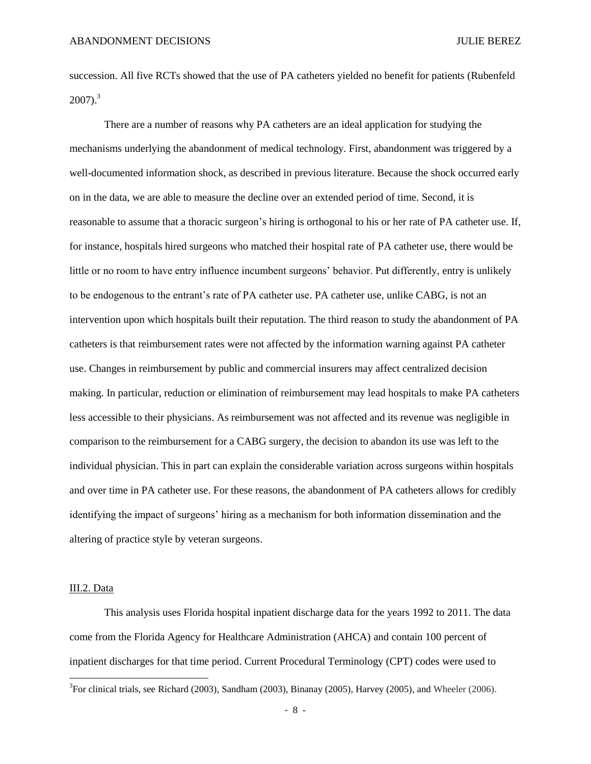succession. All five RCTs showed that the use of PA catheters yielded no benefit for patients (Rubenfeld 2007).[3]

There are a number of reasons why PA catheters are an ideal application for studying the mechanisms underlying the abandonment of medical technology. First, abandonment was triggered by a well-documented information shock, as described in previous literature. Because the shock occurred early on in the data, we are able to measure the decline over an extended period of time. Second, it is reasonable to assume that a thoracic surgeon's hiring is orthogonal to his or her rate of PA catheter use. If, for instance, hospitals hired surgeons who matched their hospital rate of PA catheter use, there would be little or no room to have entry influence incumbent surgeons' behavior. Put differently, entry is unlikely to be endogenous to the entrant's rate of PA catheter use. PA catheter use, unlike CABG, is not an intervention upon which hospitals built their reputation. The third reason to study the abandonment of PA catheters is that reimbursement rates were not affected by the information warning against PA catheter use. Changes in reimbursement by public and commercial insurers may affect centralized decision making. In particular, reduction or elimination of reimbursement may lead hospitals to make PA catheters less accessible to their physicians. As reimbursement was not affected and its revenue was negligible in comparison to the reimbursement for a CABG surgery, the decision to abandon its use was left to the individual physician. This in part can explain the considerable variation across surgeons within hospitals and over time in PA catheter use. For these reasons, the abandonment of PA catheters allows for credibly identifying the impact of surgeons' hiring as a mechanism for both information dissemination and the altering of practice style by veteran surgeons.

## III.2. Data

This analysis uses Florida hospital inpatient discharge data for the years 1992 to 2011. The data come from the Florida Agency for Healthcare Administration (AHCA) and contain 100 percent of inpatient discharges for that time period. Current Procedural Terminology (CPT) codes were used to

[3] For clinical trials, see Richard (2003), Sandham (2003), Binanay (2005), Harvey (2005), and Wheeler (2006).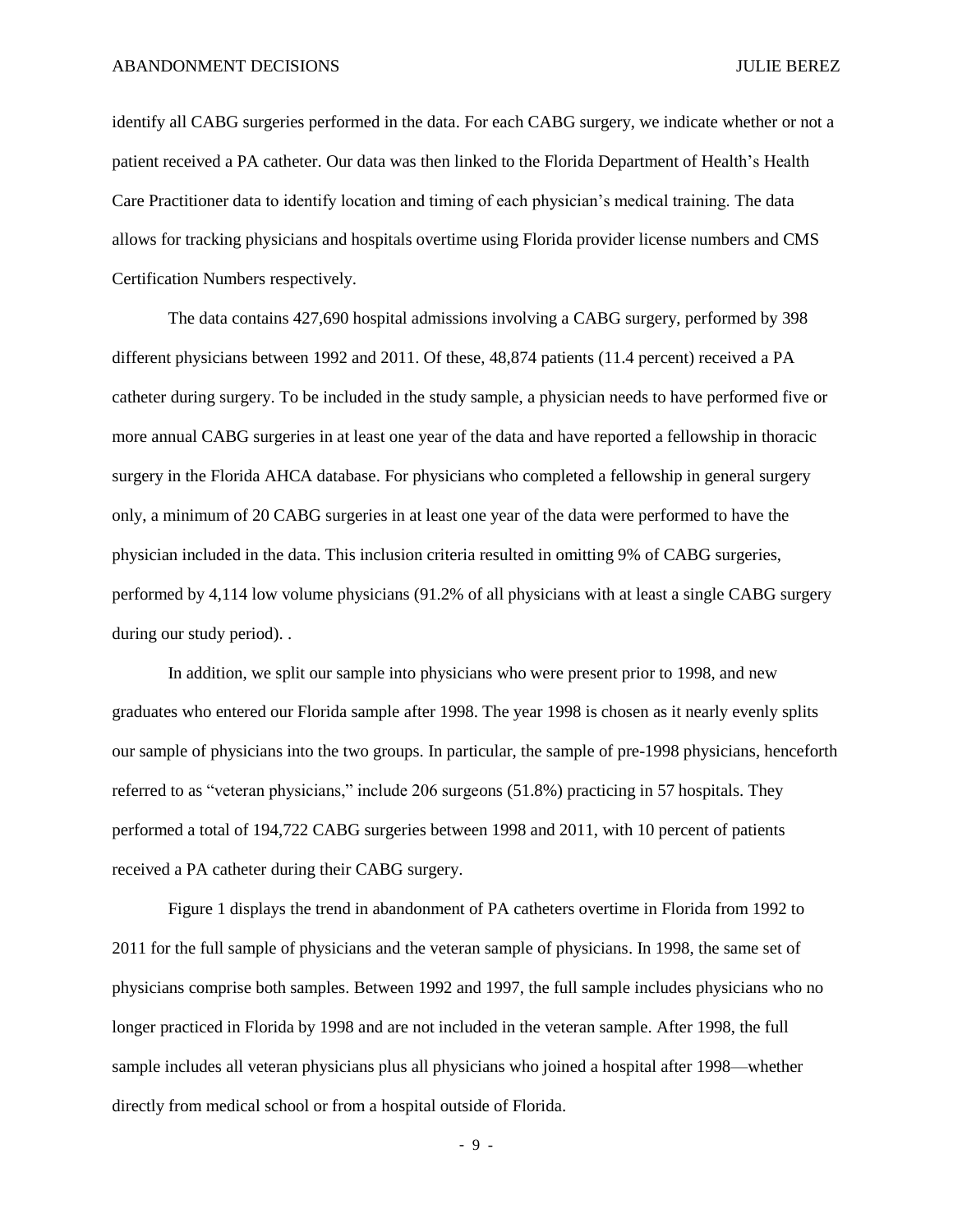identify all CABG surgeries performed in the data. For each CABG surgery, we indicate whether or not a patient received a PA catheter. Our data was then linked to the Florida Department of Health's Health Care Practitioner data to identify location and timing of each physician's medical training. The data allows for tracking physicians and hospitals overtime using Florida provider license numbers and CMS Certification Numbers respectively.

The data contains 427,690 hospital admissions involving a CABG surgery, performed by 398 different physicians between 1992 and 2011. Of these, 48,874 patients (11.4 percent) received a PA catheter during surgery. To be included in the study sample, a physician needs to have performed five or more annual CABG surgeries in at least one year of the data and have reported a fellowship in thoracic surgery in the Florida AHCA database. For physicians who completed a fellowship in general surgery only, a minimum of 20 CABG surgeries in at least one year of the data were performed to have the physician included in the data. This inclusion criteria resulted in omitting 9% of CABG surgeries, performed by 4,114 low volume physicians (91.2% of all physicians with at least a single CABG surgery during our study period). .

In addition, we split our sample into physicians who were present prior to 1998, and new graduates who entered our Florida sample after 1998. The year 1998 is chosen as it nearly evenly splits our sample of physicians into the two groups. In particular, the sample of pre-1998 physicians, henceforth referred to as "veteran physicians," include 206 surgeons (51.8%) practicing in 57 hospitals. They performed a total of 194,722 CABG surgeries between 1998 and 2011, with 10 percent of patients received a PA catheter during their CABG surgery.

Figure 1 displays the trend in abandonment of PA catheters overtime in Florida from 1992 to 2011 for the full sample of physicians and the veteran sample of physicians. In 1998, the same set of physicians comprise both samples. Between 1992 and 1997, the full sample includes physicians who no longer practiced in Florida by 1998 and are not included in the veteran sample. After 1998, the full sample includes all veteran physicians plus all physicians who joined a hospital after 1998—whether directly from medical school or from a hospital outside of Florida.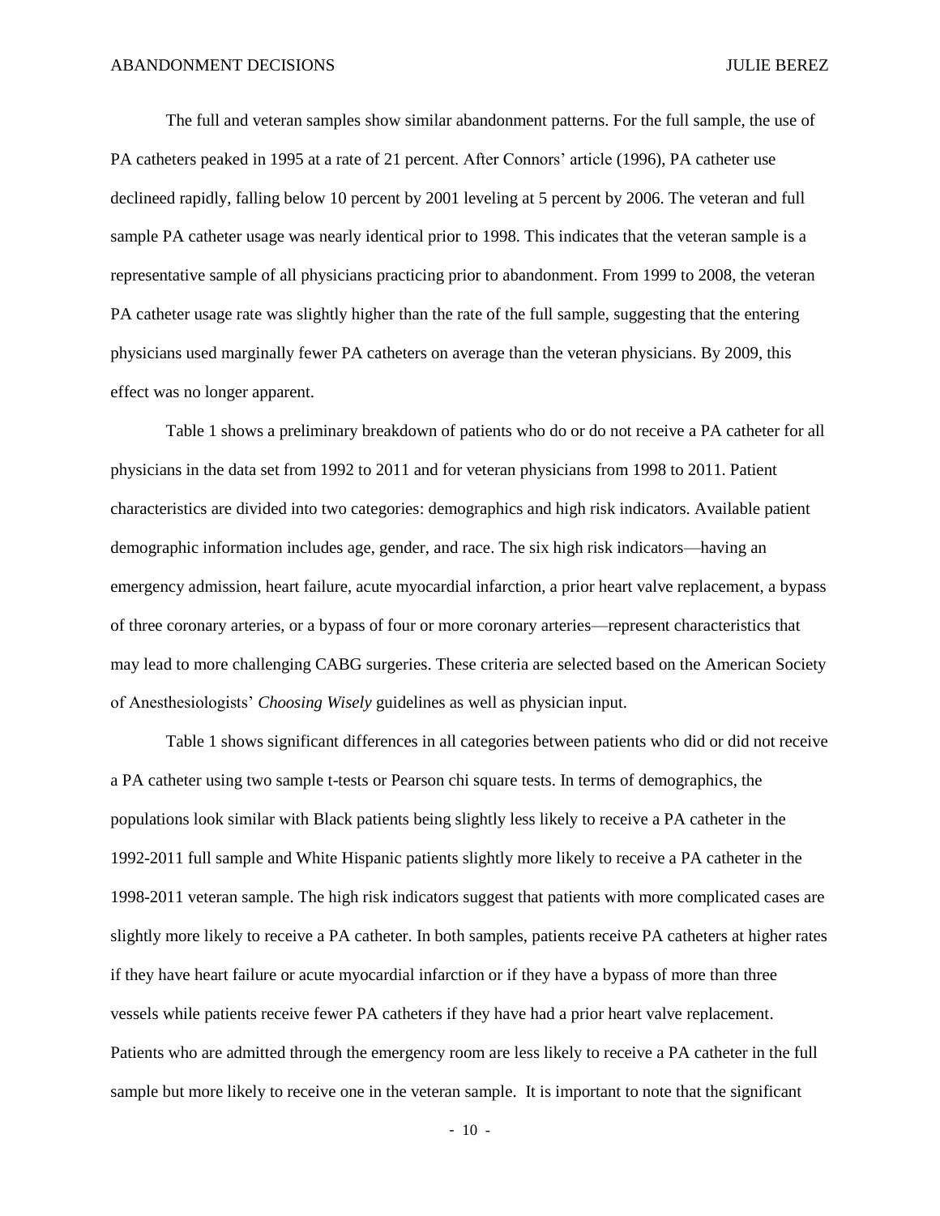The full and veteran samples show similar abandonment patterns. For the full sample, the use of PA catheters peaked in 1995 at a rate of 21 percent. After Connors' article (1996), PA catheter use declineed rapidly, falling below 10 percent by 2001 leveling at 5 percent by 2006. The veteran and full sample PA catheter usage was nearly identical prior to 1998. This indicates that the veteran sample is a representative sample of all physicians practicing prior to abandonment. From 1999 to 2008, the veteran PA catheter usage rate was slightly higher than the rate of the full sample, suggesting that the entering physicians used marginally fewer PA catheters on average than the veteran physicians. By 2009, this effect was no longer apparent.

Table 1 shows a preliminary breakdown of patients who do or do not receive a PA catheter for all physicians in the data set from 1992 to 2011 and for veteran physicians from 1998 to 2011. Patient characteristics are divided into two categories: demographics and high risk indicators. Available patient demographic information includes age, gender, and race. The six high risk indicators—having an emergency admission, heart failure, acute myocardial infarction, a prior heart valve replacement, a bypass of three coronary arteries, or a bypass of four or more coronary arteries—represent characteristics that may lead to more challenging CABG surgeries. These criteria are selected based on the American Society of Anesthesiologists' *Choosing Wisely* guidelines as well as physician input.

Table 1 shows significant differences in all categories between patients who did or did not receive a PA catheter using two sample t-tests or Pearson chi square tests. In terms of demographics, the populations look similar with Black patients being slightly less likely to receive a PA catheter in the 1992-2011 full sample and White Hispanic patients slightly more likely to receive a PA catheter in the 1998-2011 veteran sample. The high risk indicators suggest that patients with more complicated cases are slightly more likely to receive a PA catheter. In both samples, patients receive PA catheters at higher rates if they have heart failure or acute myocardial infarction or if they have a bypass of more than three vessels while patients receive fewer PA catheters if they have had a prior heart valve replacement. Patients who are admitted through the emergency room are less likely to receive a PA catheter in the full sample but more likely to receive one in the veteran sample. It is important to note that the significant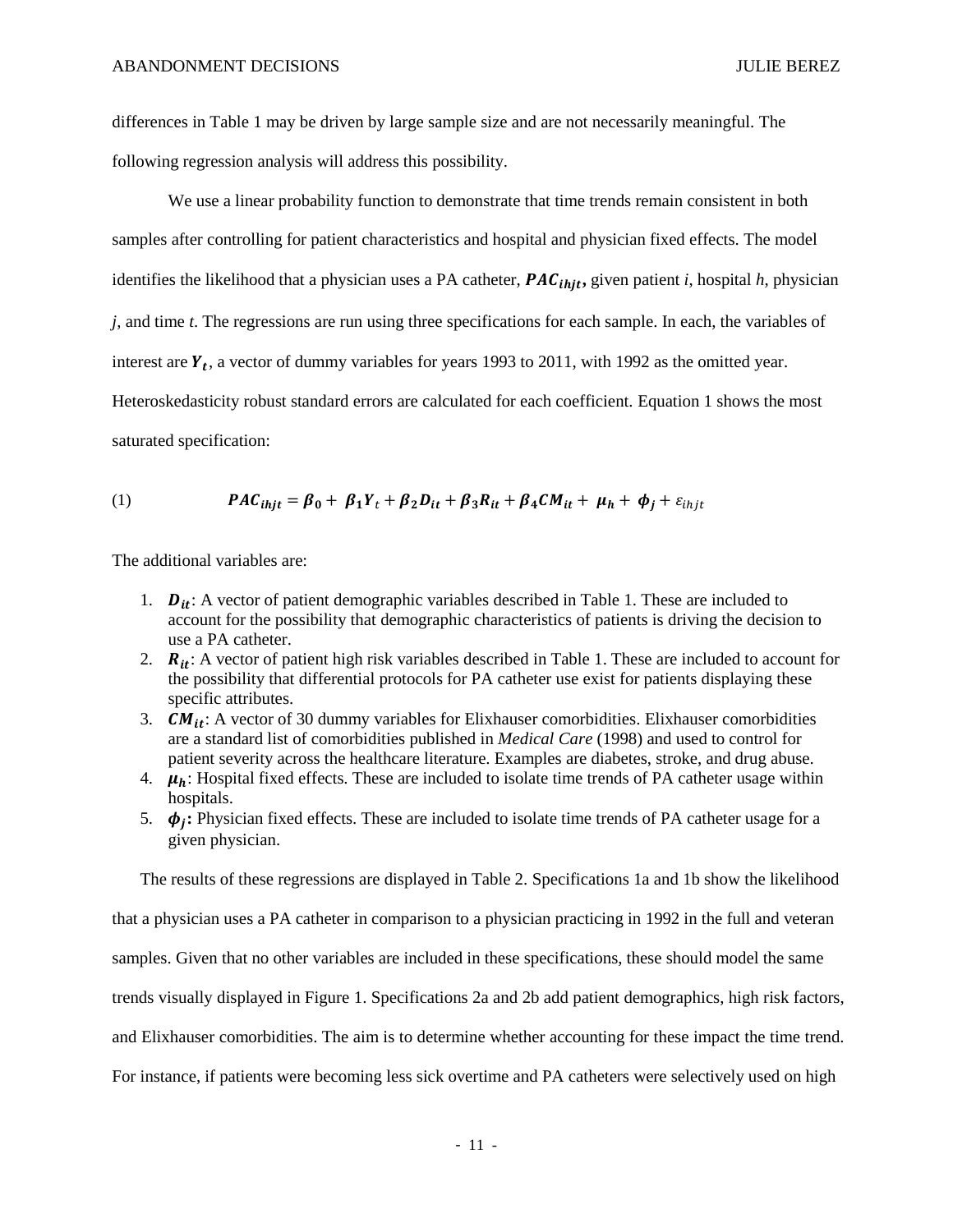differences in Table 1 may be driven by large sample size and are not necessarily meaningful. The following regression analysis will address this possibility.

We use a linear probability function to demonstrate that time trends remain consistent in both samples after controlling for patient characteristics and hospital and physician fixed effects. The model identifies the likelihood that a physician uses a PA catheter, $\boldsymbol{PAC_{ihjt}}$, given patient *i*, hospital *h*, physician *j*, and time *t*. The regressions are run using three specifications for each sample. In each, the variables of interest are $\boldsymbol{Y_t}$, a vector of dummy variables for years 1993 to 2011, with 1992 as the omitted year. Heteroskedasticity robust standard errors are calculated for each coefficient. Equation 1 shows the most saturated specification:

$$PAC_{ihjt} = \beta_0 + \beta_1 Y_t + \beta_2 D_{it} + \beta_3 R_{it} + \beta_4 CM_{it} + \mu_h + \phi_j + \varepsilon_{ihjt} \tag{1}$$

The additional variables are:

1. $\boldsymbol{D_{it}}$: A vector of patient demographic variables described in Table 1. These are included to account for the possibility that demographic characteristics of patients is driving the decision to use a PA catheter.
2. $\boldsymbol{R_{it}}$: A vector of patient high risk variables described in Table 1. These are included to account for the possibility that differential protocols for PA catheter use exist for patients displaying these specific attributes.
3. $\boldsymbol{CM_{it}}$: A vector of 30 dummy variables for Elixhauser comorbidities. Elixhauser comorbidities are a standard list of comorbidities published in *Medical Care* (1998) and used to control for patient severity across the healthcare literature. Examples are diabetes, stroke, and drug abuse.
4. $\boldsymbol{\mu_h}$: Hospital fixed effects. These are included to isolate time trends of PA catheter usage within hospitals.
5. $\boldsymbol{\phi_j}$**:** Physician fixed effects. These are included to isolate time trends of PA catheter usage for a given physician.

The results of these regressions are displayed in Table 2. Specifications 1a and 1b show the likelihood that a physician uses a PA catheter in comparison to a physician practicing in 1992 in the full and veteran samples. Given that no other variables are included in these specifications, these should model the same trends visually displayed in Figure 1. Specifications 2a and 2b add patient demographics, high risk factors, and Elixhauser comorbidities. The aim is to determine whether accounting for these impact the time trend. For instance, if patients were becoming less sick overtime and PA catheters were selectively used on high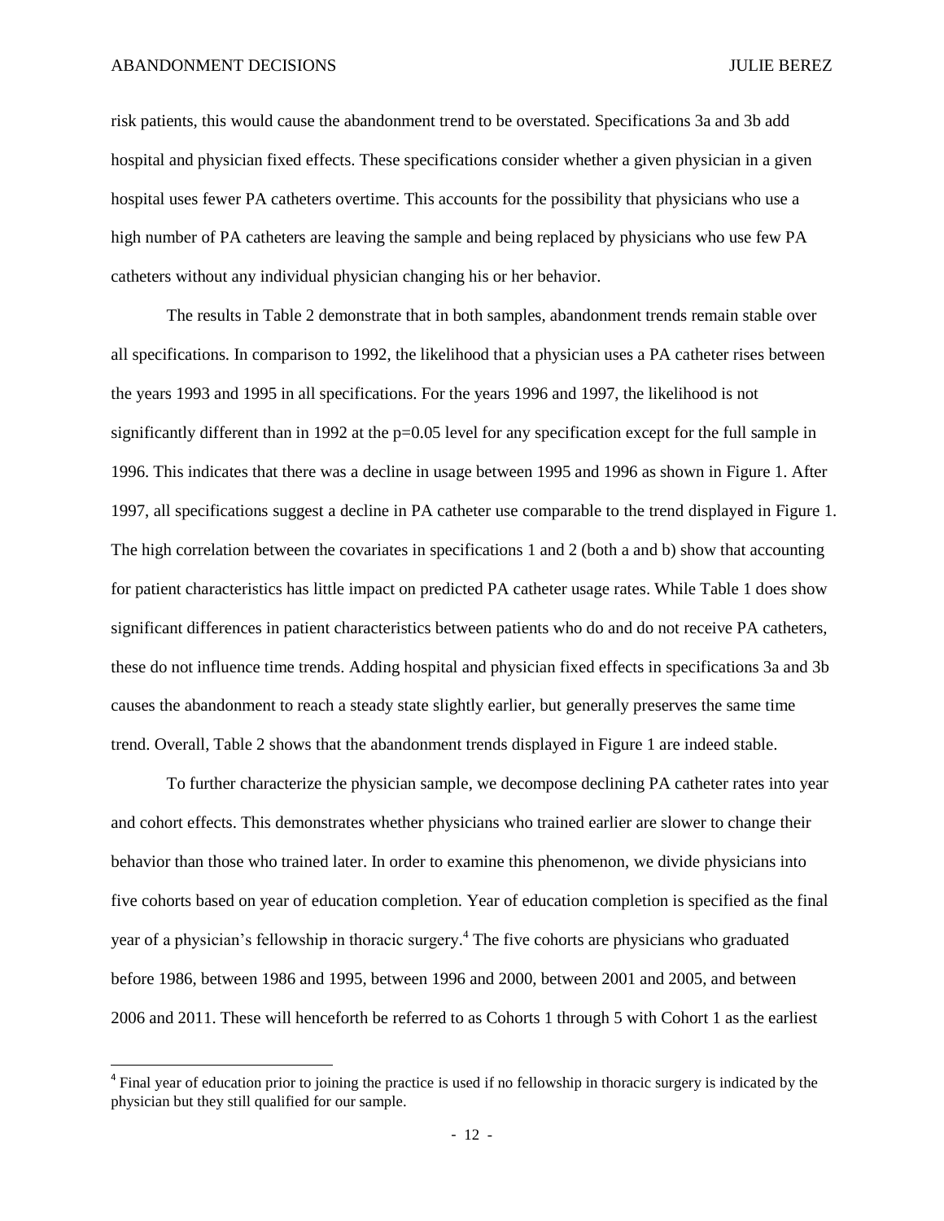risk patients, this would cause the abandonment trend to be overstated. Specifications 3a and 3b add hospital and physician fixed effects. These specifications consider whether a given physician in a given hospital uses fewer PA catheters overtime. This accounts for the possibility that physicians who use a high number of PA catheters are leaving the sample and being replaced by physicians who use few PA catheters without any individual physician changing his or her behavior.

The results in Table 2 demonstrate that in both samples, abandonment trends remain stable over all specifications. In comparison to 1992, the likelihood that a physician uses a PA catheter rises between the years 1993 and 1995 in all specifications. For the years 1996 and 1997, the likelihood is not significantly different than in 1992 at the p=0.05 level for any specification except for the full sample in 1996. This indicates that there was a decline in usage between 1995 and 1996 as shown in Figure 1. After 1997, all specifications suggest a decline in PA catheter use comparable to the trend displayed in Figure 1. The high correlation between the covariates in specifications 1 and 2 (both a and b) show that accounting for patient characteristics has little impact on predicted PA catheter usage rates. While Table 1 does show significant differences in patient characteristics between patients who do and do not receive PA catheters, these do not influence time trends. Adding hospital and physician fixed effects in specifications 3a and 3b causes the abandonment to reach a steady state slightly earlier, but generally preserves the same time trend. Overall, Table 2 shows that the abandonment trends displayed in Figure 1 are indeed stable.

To further characterize the physician sample, we decompose declining PA catheter rates into year and cohort effects. This demonstrates whether physicians who trained earlier are slower to change their behavior than those who trained later. In order to examine this phenomenon, we divide physicians into five cohorts based on year of education completion. Year of education completion is specified as the final year of a physician's fellowship in thoracic surgery.[4] The five cohorts are physicians who graduated before 1986, between 1986 and 1995, between 1996 and 2000, between 2001 and 2005, and between 2006 and 2011. These will henceforth be referred to as Cohorts 1 through 5 with Cohort 1 as the earliest

[4] Final year of education prior to joining the practice is used if no fellowship in thoracic surgery is indicated by the physician but they still qualified for our sample.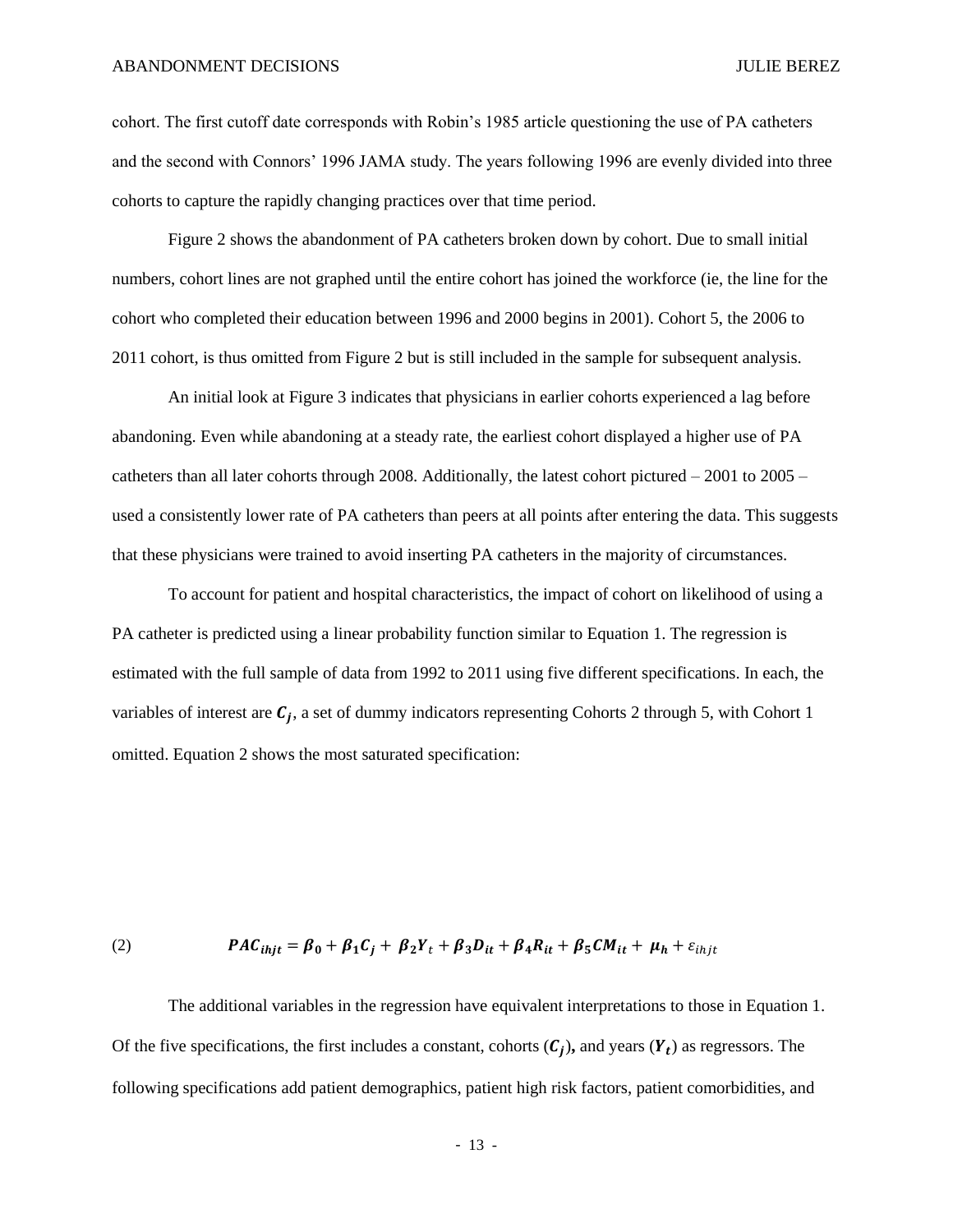cohort. The first cutoff date corresponds with Robin's 1985 article questioning the use of PA catheters and the second with Connors' 1996 JAMA study. The years following 1996 are evenly divided into three cohorts to capture the rapidly changing practices over that time period.

Figure 2 shows the abandonment of PA catheters broken down by cohort. Due to small initial numbers, cohort lines are not graphed until the entire cohort has joined the workforce (ie, the line for the cohort who completed their education between 1996 and 2000 begins in 2001). Cohort 5, the 2006 to 2011 cohort, is thus omitted from Figure 2 but is still included in the sample for subsequent analysis.

An initial look at Figure 3 indicates that physicians in earlier cohorts experienced a lag before abandoning. Even while abandoning at a steady rate, the earliest cohort displayed a higher use of PA catheters than all later cohorts through 2008. Additionally, the latest cohort pictured – 2001 to 2005 – used a consistently lower rate of PA catheters than peers at all points after entering the data. This suggests that these physicians were trained to avoid inserting PA catheters in the majority of circumstances.

To account for patient and hospital characteristics, the impact of cohort on likelihood of using a PA catheter is predicted using a linear probability function similar to Equation 1. The regression is estimated with the full sample of data from 1992 to 2011 using five different specifications. In each, the variables of interest are $\boldsymbol{C_j}$, a set of dummy indicators representing Cohorts 2 through 5, with Cohort 1 omitted. Equation 2 shows the most saturated specification:

$$\text{(2)} \qquad \boldsymbol{PAC_{ihjt} = \beta_0 + \beta_1 C_j + \beta_2 Y_t + \beta_3 D_{it} + \beta_4 R_{it} + \beta_5 CM_{it} + \mu_h} + \varepsilon_{ihjt}$$

The additional variables in the regression have equivalent interpretations to those in Equation 1. Of the five specifications, the first includes a constant, cohorts ($\boldsymbol{C_j}$), and years ($\boldsymbol{Y_t}$) as regressors. The following specifications add patient demographics, patient high risk factors, patient comorbidities, and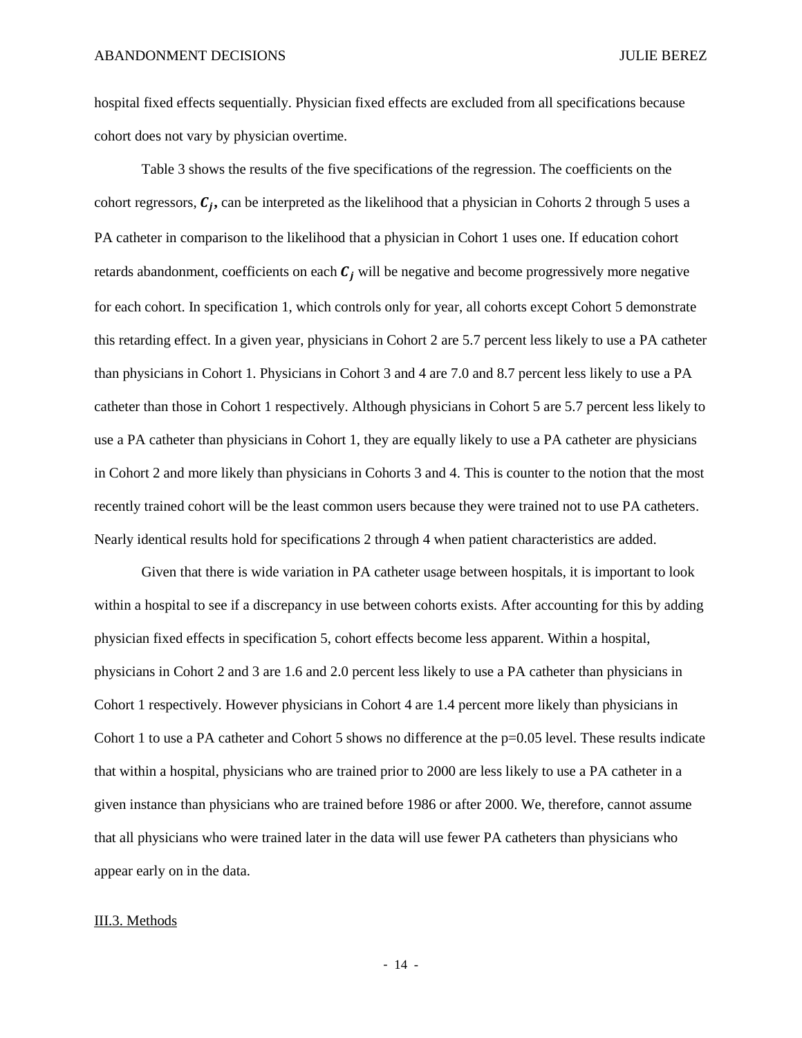hospital fixed effects sequentially. Physician fixed effects are excluded from all specifications because cohort does not vary by physician overtime.

Table 3 shows the results of the five specifications of the regression. The coefficients on the cohort regressors, $\boldsymbol{C_j}$**,** can be interpreted as the likelihood that a physician in Cohorts 2 through 5 uses a PA catheter in comparison to the likelihood that a physician in Cohort 1 uses one. If education cohort retards abandonment, coefficients on each $\boldsymbol{C_j}$ will be negative and become progressively more negative for each cohort. In specification 1, which controls only for year, all cohorts except Cohort 5 demonstrate this retarding effect. In a given year, physicians in Cohort 2 are 5.7 percent less likely to use a PA catheter than physicians in Cohort 1. Physicians in Cohort 3 and 4 are 7.0 and 8.7 percent less likely to use a PA catheter than those in Cohort 1 respectively. Although physicians in Cohort 5 are 5.7 percent less likely to use a PA catheter than physicians in Cohort 1, they are equally likely to use a PA catheter are physicians in Cohort 2 and more likely than physicians in Cohorts 3 and 4. This is counter to the notion that the most recently trained cohort will be the least common users because they were trained not to use PA catheters. Nearly identical results hold for specifications 2 through 4 when patient characteristics are added.

Given that there is wide variation in PA catheter usage between hospitals, it is important to look within a hospital to see if a discrepancy in use between cohorts exists. After accounting for this by adding physician fixed effects in specification 5, cohort effects become less apparent. Within a hospital, physicians in Cohort 2 and 3 are 1.6 and 2.0 percent less likely to use a PA catheter than physicians in Cohort 1 respectively. However physicians in Cohort 4 are 1.4 percent more likely than physicians in Cohort 1 to use a PA catheter and Cohort 5 shows no difference at the p=0.05 level. These results indicate that within a hospital, physicians who are trained prior to 2000 are less likely to use a PA catheter in a given instance than physicians who are trained before 1986 or after 2000. We, therefore, cannot assume that all physicians who were trained later in the data will use fewer PA catheters than physicians who appear early on in the data.

III.3. Methods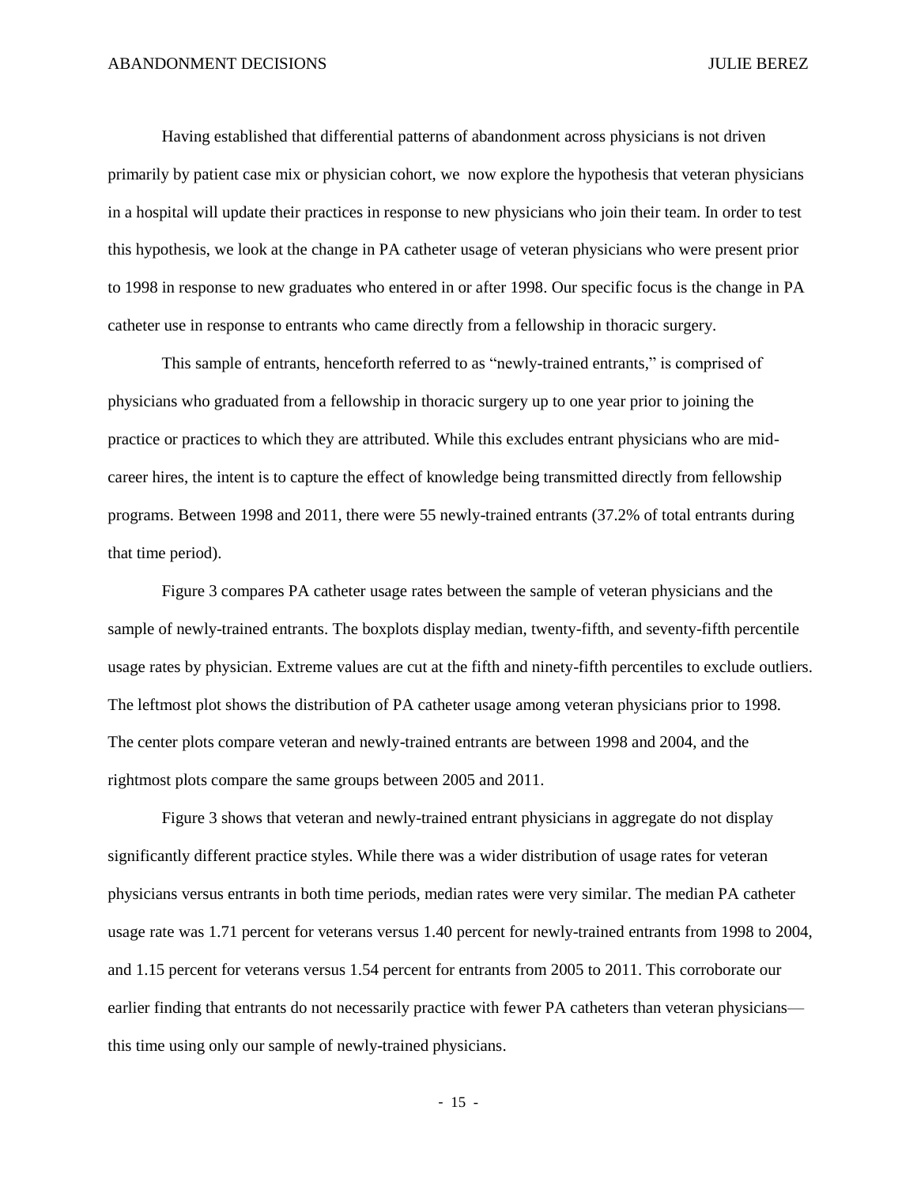Having established that differential patterns of abandonment across physicians is not driven primarily by patient case mix or physician cohort, we now explore the hypothesis that veteran physicians in a hospital will update their practices in response to new physicians who join their team. In order to test this hypothesis, we look at the change in PA catheter usage of veteran physicians who were present prior to 1998 in response to new graduates who entered in or after 1998. Our specific focus is the change in PA catheter use in response to entrants who came directly from a fellowship in thoracic surgery.

This sample of entrants, henceforth referred to as "newly-trained entrants," is comprised of physicians who graduated from a fellowship in thoracic surgery up to one year prior to joining the practice or practices to which they are attributed. While this excludes entrant physicians who are mid-career hires, the intent is to capture the effect of knowledge being transmitted directly from fellowship programs. Between 1998 and 2011, there were 55 newly-trained entrants (37.2% of total entrants during that time period).

Figure 3 compares PA catheter usage rates between the sample of veteran physicians and the sample of newly-trained entrants. The boxplots display median, twenty-fifth, and seventy-fifth percentile usage rates by physician. Extreme values are cut at the fifth and ninety-fifth percentiles to exclude outliers. The leftmost plot shows the distribution of PA catheter usage among veteran physicians prior to 1998. The center plots compare veteran and newly-trained entrants are between 1998 and 2004, and the rightmost plots compare the same groups between 2005 and 2011.

Figure 3 shows that veteran and newly-trained entrant physicians in aggregate do not display significantly different practice styles. While there was a wider distribution of usage rates for veteran physicians versus entrants in both time periods, median rates were very similar. The median PA catheter usage rate was 1.71 percent for veterans versus 1.40 percent for newly-trained entrants from 1998 to 2004, and 1.15 percent for veterans versus 1.54 percent for entrants from 2005 to 2011. This corroborate our earlier finding that entrants do not necessarily practice with fewer PA catheters than veteran physicians—this time using only our sample of newly-trained physicians.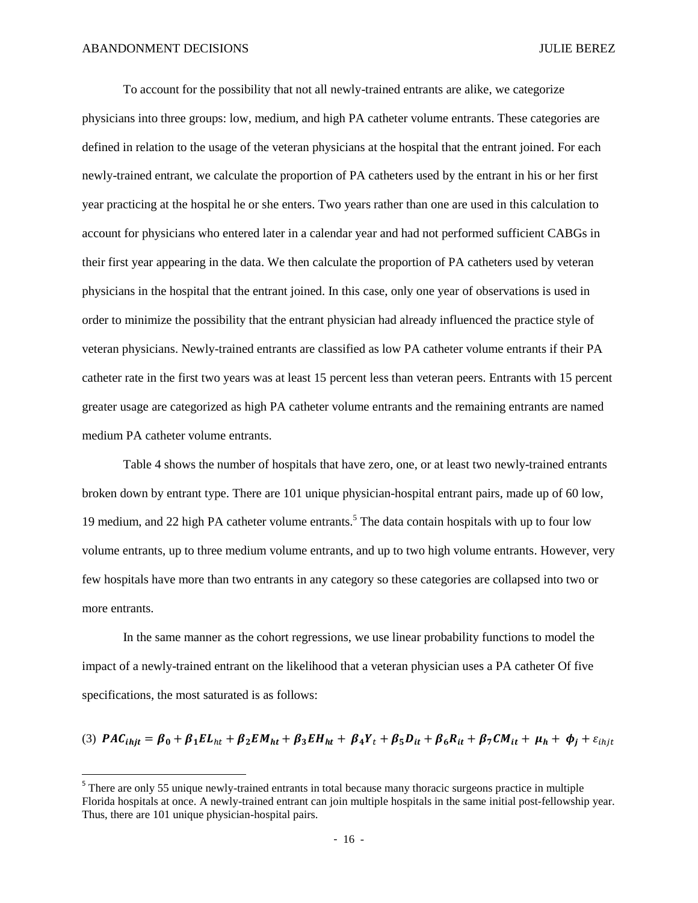To account for the possibility that not all newly-trained entrants are alike, we categorize physicians into three groups: low, medium, and high PA catheter volume entrants. These categories are defined in relation to the usage of the veteran physicians at the hospital that the entrant joined. For each newly-trained entrant, we calculate the proportion of PA catheters used by the entrant in his or her first year practicing at the hospital he or she enters. Two years rather than one are used in this calculation to account for physicians who entered later in a calendar year and had not performed sufficient CABGs in their first year appearing in the data. We then calculate the proportion of PA catheters used by veteran physicians in the hospital that the entrant joined. In this case, only one year of observations is used in order to minimize the possibility that the entrant physician had already influenced the practice style of veteran physicians. Newly-trained entrants are classified as low PA catheter volume entrants if their PA catheter rate in the first two years was at least 15 percent less than veteran peers. Entrants with 15 percent greater usage are categorized as high PA catheter volume entrants and the remaining entrants are named medium PA catheter volume entrants.

Table 4 shows the number of hospitals that have zero, one, or at least two newly-trained entrants broken down by entrant type. There are 101 unique physician-hospital entrant pairs, made up of 60 low, 19 medium, and 22 high PA catheter volume entrants.[5] The data contain hospitals with up to four low volume entrants, up to three medium volume entrants, and up to two high volume entrants. However, very few hospitals have more than two entrants in any category so these categories are collapsed into two or more entrants.

In the same manner as the cohort regressions, we use linear probability functions to model the impact of a newly-trained entrant on the likelihood that a veteran physician uses a PA catheter Of five specifications, the most saturated is as follows:

$$(3)\quad PAC_{ihjt} = \beta_0 + \beta_1 EL_{ht} + \beta_2 EM_{ht} + \beta_3 EH_{ht} + \beta_4 Y_t + \beta_5 D_{it} + \beta_6 R_{it} + \beta_7 CM_{it} + \mu_h + \phi_j + \varepsilon_{ihjt}$$

[5] There are only 55 unique newly-trained entrants in total because many thoracic surgeons practice in multiple Florida hospitals at once. A newly-trained entrant can join multiple hospitals in the same initial post-fellowship year. Thus, there are 101 unique physician-hospital pairs.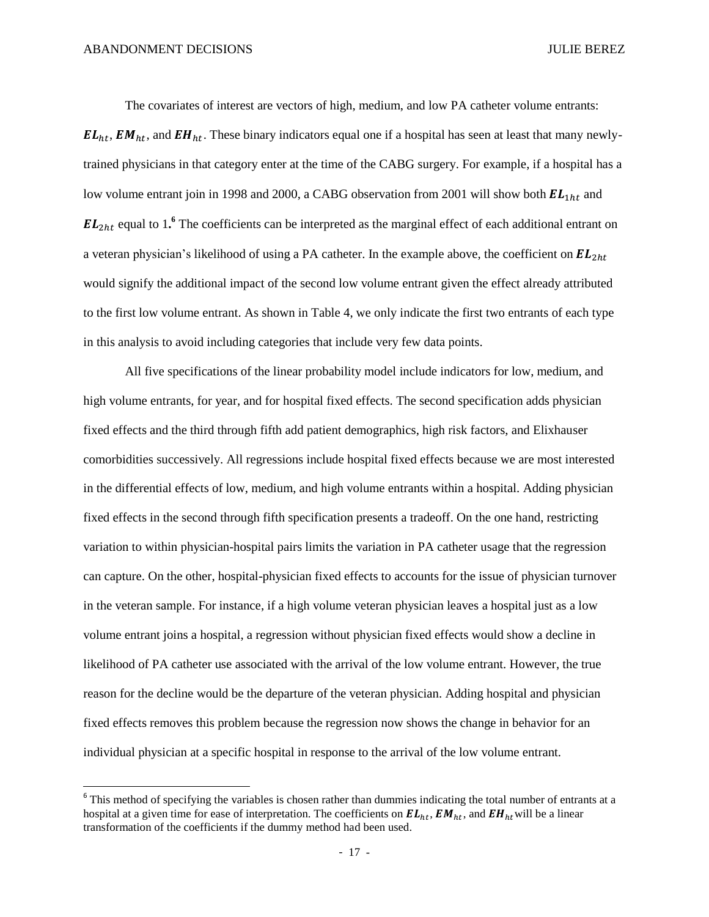The covariates of interest are vectors of high, medium, and low PA catheter volume entrants: $\boldsymbol{EL}_{ht}$, $\boldsymbol{EM}_{ht}$, and $\boldsymbol{EH}_{ht}$. These binary indicators equal one if a hospital has seen at least that many newly-trained physicians in that category enter at the time of the CABG surgery. For example, if a hospital has a low volume entrant join in 1998 and 2000, a CABG observation from 2001 will show both $\boldsymbol{EL}_{1ht}$ and $\boldsymbol{EL}_{2ht}$ equal to 1.[6] The coefficients can be interpreted as the marginal effect of each additional entrant on a veteran physician's likelihood of using a PA catheter. In the example above, the coefficient on $\boldsymbol{EL}_{2ht}$ would signify the additional impact of the second low volume entrant given the effect already attributed to the first low volume entrant. As shown in Table 4, we only indicate the first two entrants of each type in this analysis to avoid including categories that include very few data points.

All five specifications of the linear probability model include indicators for low, medium, and high volume entrants, for year, and for hospital fixed effects. The second specification adds physician fixed effects and the third through fifth add patient demographics, high risk factors, and Elixhauser comorbidities successively. All regressions include hospital fixed effects because we are most interested in the differential effects of low, medium, and high volume entrants within a hospital. Adding physician fixed effects in the second through fifth specification presents a tradeoff. On the one hand, restricting variation to within physician-hospital pairs limits the variation in PA catheter usage that the regression can capture. On the other, hospital-physician fixed effects to accounts for the issue of physician turnover in the veteran sample. For instance, if a high volume veteran physician leaves a hospital just as a low volume entrant joins a hospital, a regression without physician fixed effects would show a decline in likelihood of PA catheter use associated with the arrival of the low volume entrant. However, the true reason for the decline would be the departure of the veteran physician. Adding hospital and physician fixed effects removes this problem because the regression now shows the change in behavior for an individual physician at a specific hospital in response to the arrival of the low volume entrant.

[6] This method of specifying the variables is chosen rather than dummies indicating the total number of entrants at a hospital at a given time for ease of interpretation. The coefficients on $\boldsymbol{EL}_{ht}$, $\boldsymbol{EM}_{ht}$, and $\boldsymbol{EH}_{ht}$ will be a linear transformation of the coefficients if the dummy method had been used.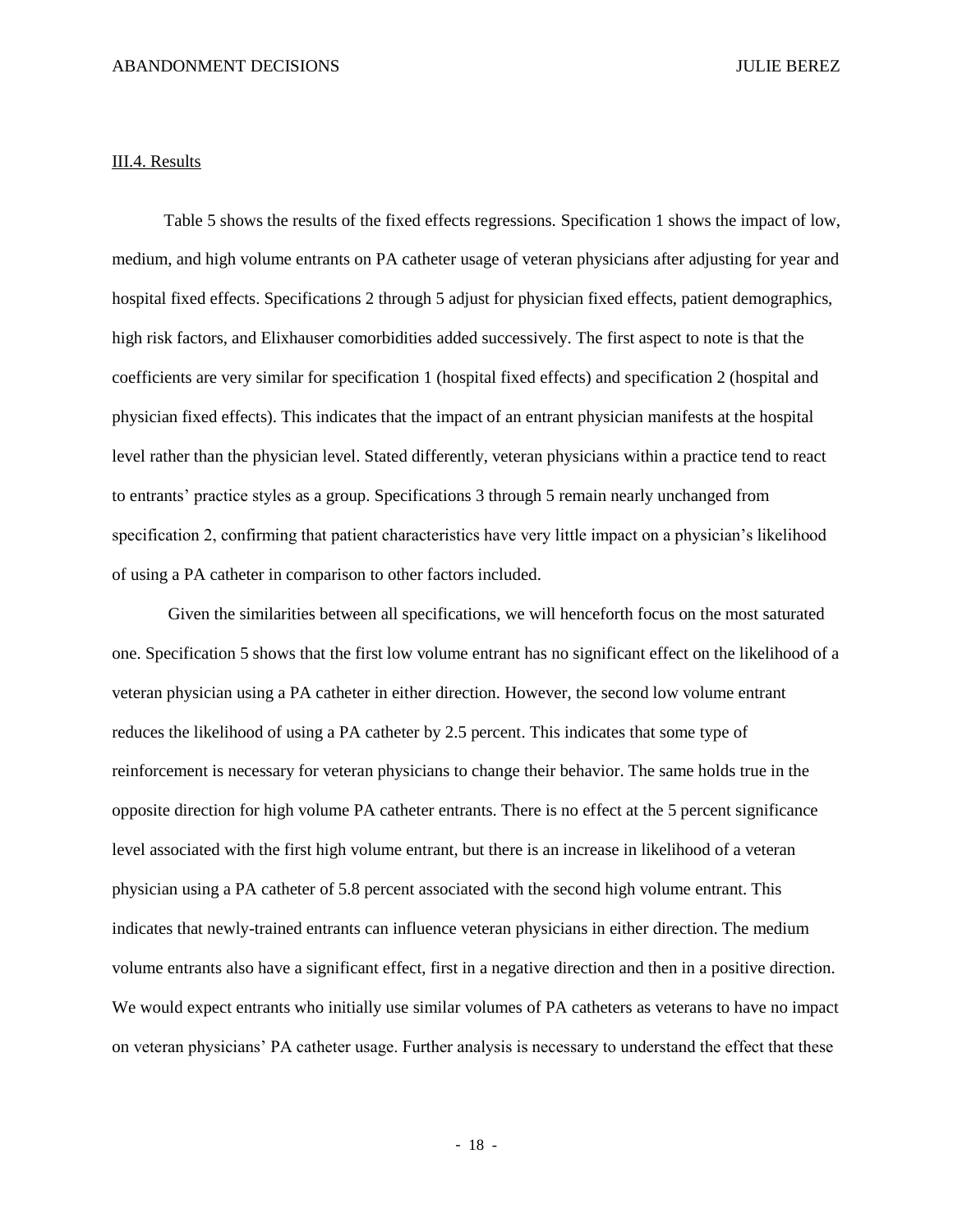III.4. Results

Table 5 shows the results of the fixed effects regressions. Specification 1 shows the impact of low, medium, and high volume entrants on PA catheter usage of veteran physicians after adjusting for year and hospital fixed effects. Specifications 2 through 5 adjust for physician fixed effects, patient demographics, high risk factors, and Elixhauser comorbidities added successively. The first aspect to note is that the coefficients are very similar for specification 1 (hospital fixed effects) and specification 2 (hospital and physician fixed effects). This indicates that the impact of an entrant physician manifests at the hospital level rather than the physician level. Stated differently, veteran physicians within a practice tend to react to entrants' practice styles as a group. Specifications 3 through 5 remain nearly unchanged from specification 2, confirming that patient characteristics have very little impact on a physician's likelihood of using a PA catheter in comparison to other factors included.

Given the similarities between all specifications, we will henceforth focus on the most saturated one. Specification 5 shows that the first low volume entrant has no significant effect on the likelihood of a veteran physician using a PA catheter in either direction. However, the second low volume entrant reduces the likelihood of using a PA catheter by 2.5 percent. This indicates that some type of reinforcement is necessary for veteran physicians to change their behavior. The same holds true in the opposite direction for high volume PA catheter entrants. There is no effect at the 5 percent significance level associated with the first high volume entrant, but there is an increase in likelihood of a veteran physician using a PA catheter of 5.8 percent associated with the second high volume entrant. This indicates that newly-trained entrants can influence veteran physicians in either direction. The medium volume entrants also have a significant effect, first in a negative direction and then in a positive direction. We would expect entrants who initially use similar volumes of PA catheters as veterans to have no impact on veteran physicians' PA catheter usage. Further analysis is necessary to understand the effect that these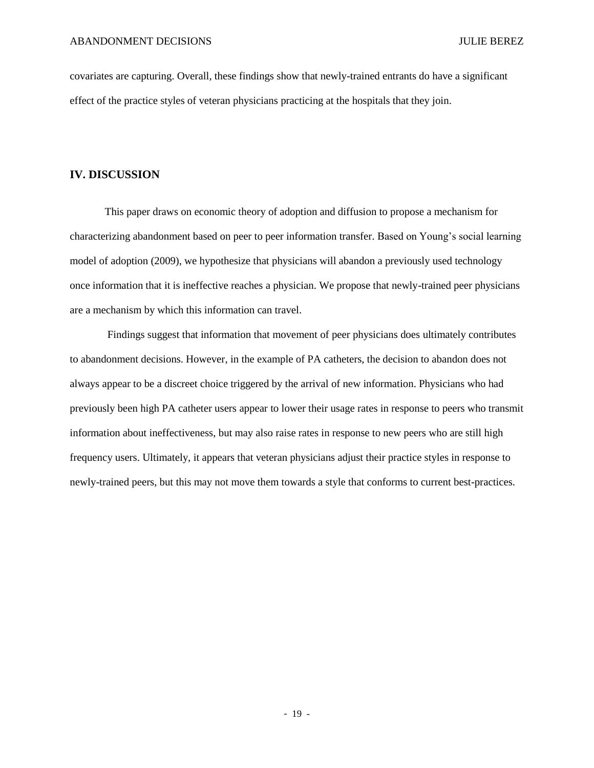covariates are capturing. Overall, these findings show that newly-trained entrants do have a significant effect of the practice styles of veteran physicians practicing at the hospitals that they join.

## IV. DISCUSSION

This paper draws on economic theory of adoption and diffusion to propose a mechanism for characterizing abandonment based on peer to peer information transfer. Based on Young's social learning model of adoption (2009), we hypothesize that physicians will abandon a previously used technology once information that it is ineffective reaches a physician. We propose that newly-trained peer physicians are a mechanism by which this information can travel.

Findings suggest that information that movement of peer physicians does ultimately contributes to abandonment decisions. However, in the example of PA catheters, the decision to abandon does not always appear to be a discreet choice triggered by the arrival of new information. Physicians who had previously been high PA catheter users appear to lower their usage rates in response to peers who transmit information about ineffectiveness, but may also raise rates in response to new peers who are still high frequency users. Ultimately, it appears that veteran physicians adjust their practice styles in response to newly-trained peers, but this may not move them towards a style that conforms to current best-practices.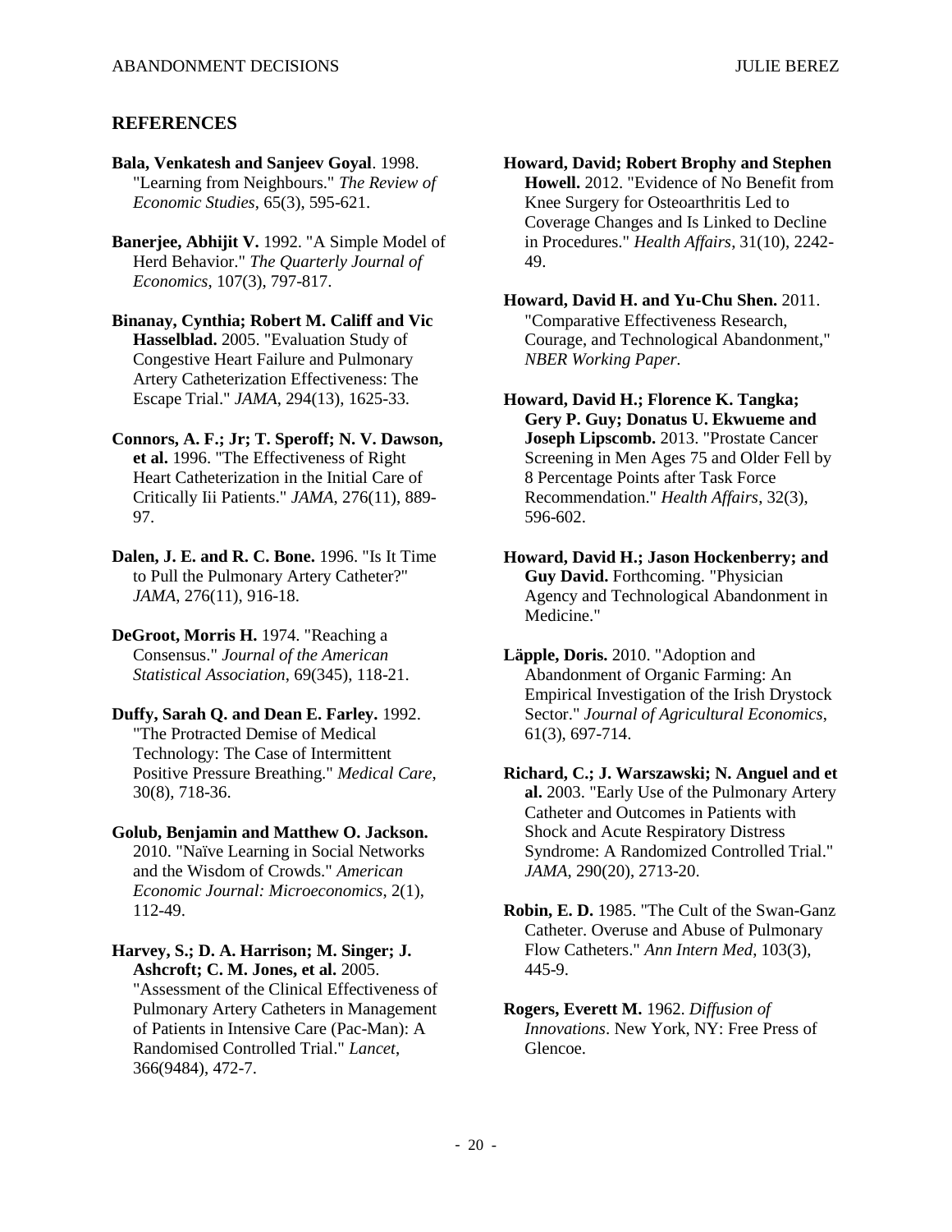## REFERENCES

**Bala, Venkatesh and Sanjeev Goyal**. 1998. "Learning from Neighbours." *The Review of Economic Studies*, 65(3), 595-621.

**Banerjee, Abhijit V.** 1992. "A Simple Model of Herd Behavior." *The Quarterly Journal of Economics*, 107(3), 797-817.

**Binanay, Cynthia; Robert M. Califf and Vic Hasselblad.** 2005. "Evaluation Study of Congestive Heart Failure and Pulmonary Artery Catheterization Effectiveness: The Escape Trial." *JAMA*, 294(13), 1625-33.

**Connors, A. F.; Jr; T. Speroff; N. V. Dawson, et al.** 1996. "The Effectiveness of Right Heart Catheterization in the Initial Care of Critically Iii Patients." *JAMA*, 276(11), 889-97.

**Dalen, J. E. and R. C. Bone.** 1996. "Is It Time to Pull the Pulmonary Artery Catheter?" *JAMA*, 276(11), 916-18.

**DeGroot, Morris H.** 1974. "Reaching a Consensus." *Journal of the American Statistical Association*, 69(345), 118-21.

**Duffy, Sarah Q. and Dean E. Farley.** 1992. "The Protracted Demise of Medical Technology: The Case of Intermittent Positive Pressure Breathing." *Medical Care*, 30(8), 718-36.

**Golub, Benjamin and Matthew O. Jackson.** 2010. "Naïve Learning in Social Networks and the Wisdom of Crowds." *American Economic Journal: Microeconomics*, 2(1), 112-49.

**Harvey, S.; D. A. Harrison; M. Singer; J. Ashcroft; C. M. Jones, et al.** 2005. "Assessment of the Clinical Effectiveness of Pulmonary Artery Catheters in Management of Patients in Intensive Care (Pac-Man): A Randomised Controlled Trial." *Lancet*, 366(9484), 472-7.

**Howard, David; Robert Brophy and Stephen Howell.** 2012. "Evidence of No Benefit from Knee Surgery for Osteoarthritis Led to Coverage Changes and Is Linked to Decline in Procedures." *Health Affairs*, 31(10), 2242-49.

**Howard, David H. and Yu-Chu Shen.** 2011. "Comparative Effectiveness Research, Courage, and Technological Abandonment," *NBER Working Paper.*

**Howard, David H.; Florence K. Tangka; Gery P. Guy; Donatus U. Ekwueme and Joseph Lipscomb.** 2013. "Prostate Cancer Screening in Men Ages 75 and Older Fell by 8 Percentage Points after Task Force Recommendation." *Health Affairs*, 32(3), 596-602.

**Howard, David H.; Jason Hockenberry; and Guy David.** Forthcoming. "Physician Agency and Technological Abandonment in Medicine."

**Läpple, Doris.** 2010. "Adoption and Abandonment of Organic Farming: An Empirical Investigation of the Irish Drystock Sector." *Journal of Agricultural Economics*, 61(3), 697-714.

**Richard, C.; J. Warszawski; N. Anguel and et al.** 2003. "Early Use of the Pulmonary Artery Catheter and Outcomes in Patients with Shock and Acute Respiratory Distress Syndrome: A Randomized Controlled Trial." *JAMA*, 290(20), 2713-20.

**Robin, E. D.** 1985. "The Cult of the Swan-Ganz Catheter. Overuse and Abuse of Pulmonary Flow Catheters." *Ann Intern Med*, 103(3), 445-9.

**Rogers, Everett M.** 1962. *Diffusion of Innovations*. New York, NY: Free Press of Glencoe.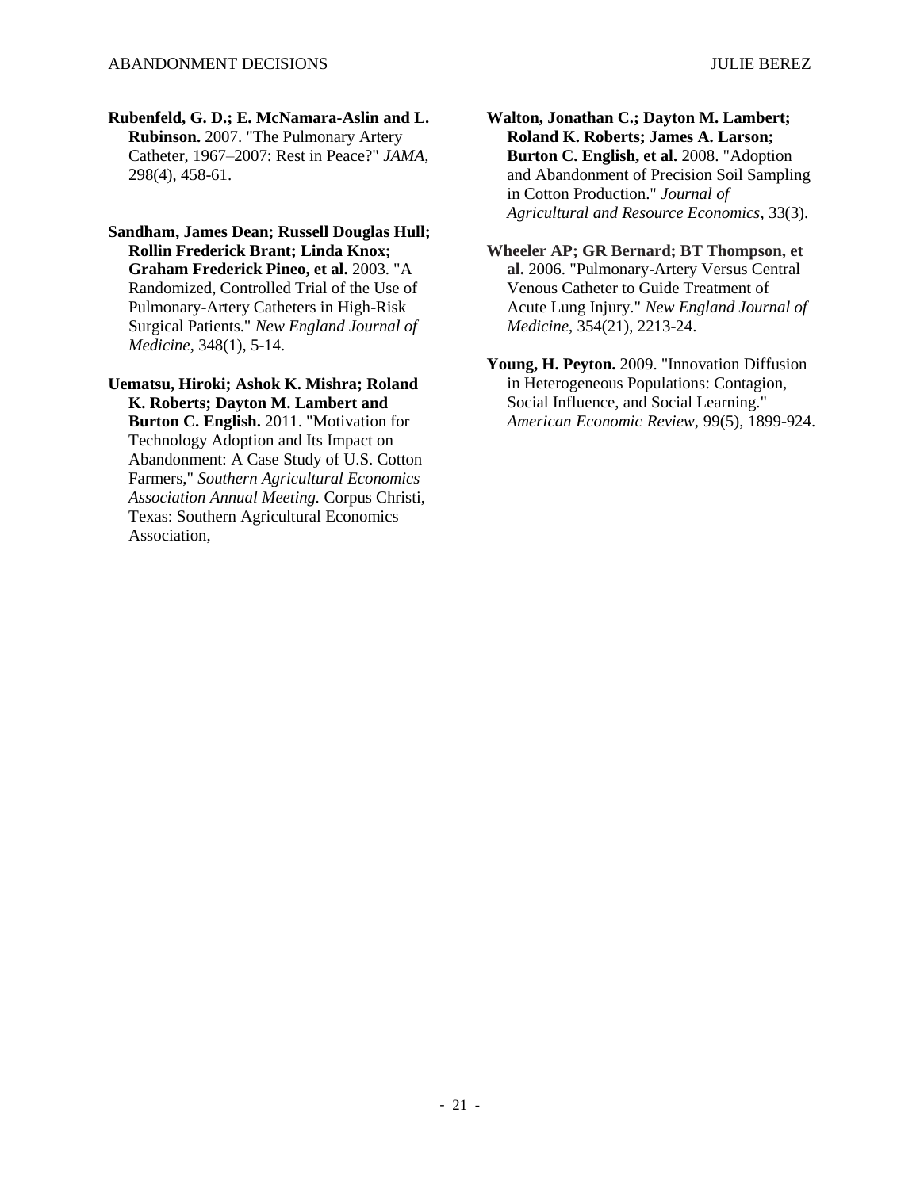**Rubenfeld, G. D.; E. McNamara-Aslin and L. Rubinson.** 2007. "The Pulmonary Artery Catheter, 1967–2007: Rest in Peace?" *JAMA*, 298(4), 458-61.

**Sandham, James Dean; Russell Douglas Hull; Rollin Frederick Brant; Linda Knox; Graham Frederick Pineo, et al.** 2003. "A Randomized, Controlled Trial of the Use of Pulmonary-Artery Catheters in High-Risk Surgical Patients." *New England Journal of Medicine*, 348(1), 5-14.

**Uematsu, Hiroki; Ashok K. Mishra; Roland K. Roberts; Dayton M. Lambert and Burton C. English.** 2011. "Motivation for Technology Adoption and Its Impact on Abandonment: A Case Study of U.S. Cotton Farmers," *Southern Agricultural Economics Association Annual Meeting.* Corpus Christi, Texas: Southern Agricultural Economics Association,

**Walton, Jonathan C.; Dayton M. Lambert; Roland K. Roberts; James A. Larson; Burton C. English, et al.** 2008. "Adoption and Abandonment of Precision Soil Sampling in Cotton Production." *Journal of Agricultural and Resource Economics*, 33(3).

**Wheeler AP; GR Bernard; BT Thompson, et al.** 2006. "Pulmonary-Artery Versus Central Venous Catheter to Guide Treatment of Acute Lung Injury." *New England Journal of Medicine*, 354(21), 2213-24.

**Young, H. Peyton.** 2009. "Innovation Diffusion in Heterogeneous Populations: Contagion, Social Influence, and Social Learning." *American Economic Review*, 99(5), 1899-924.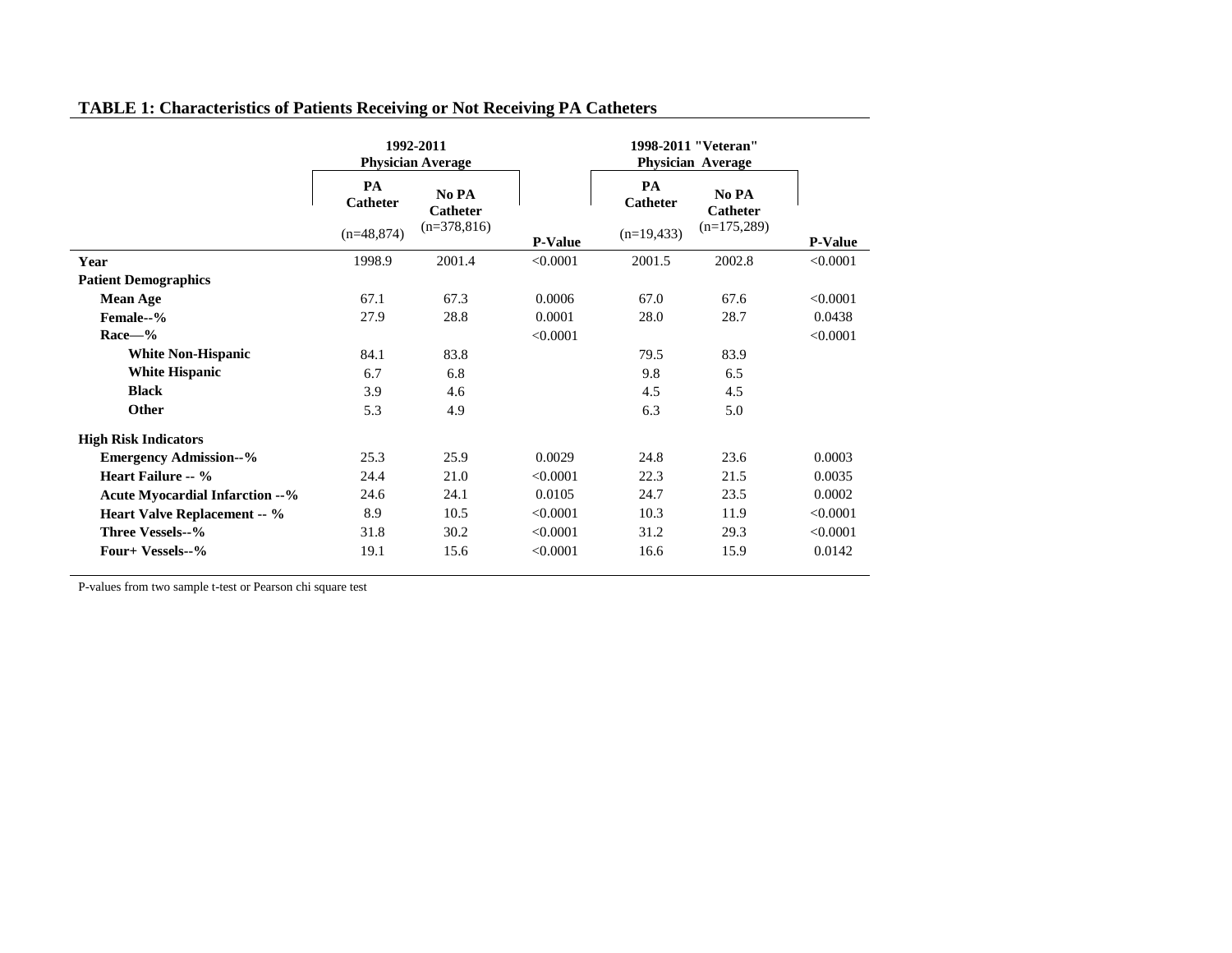**TABLE 1: Characteristics of Patients Receiving or Not Receiving PA Catheters**

| | 1992-2011 Physician Average | | | 1998-2011 "Veteran" Physician Average | | |
|---|---|---|---|---|---|---|
| | PA Catheter (n=48,874) | No PA Catheter (n=378,816) | P-Value | PA Catheter (n=19,433) | No PA Catheter (n=175,289) | P-Value |
| **Year** | 1998.9 | 2001.4 | <0.0001 | 2001.5 | 2002.8 | <0.0001 |
| **Patient Demographics** | | | | | | |
| **Mean Age** | 67.1 | 67.3 | 0.0006 | 67.0 | 67.6 | <0.0001 |
| **Female--%** | 27.9 | 28.8 | 0.0001 | 28.0 | 28.7 | 0.0438 |
| **Race—%** | | | <0.0001 | | | <0.0001 |
| **White Non-Hispanic** | 84.1 | 83.8 | | 79.5 | 83.9 | |
| **White Hispanic** | 6.7 | 6.8 | | 9.8 | 6.5 | |
| **Black** | 3.9 | 4.6 | | 4.5 | 4.5 | |
| **Other** | 5.3 | 4.9 | | 6.3 | 5.0 | |
| **High Risk Indicators** | | | | | | |
| **Emergency Admission--%** | 25.3 | 25.9 | 0.0029 | 24.8 | 23.6 | 0.0003 |
| **Heart Failure -- %** | 24.4 | 21.0 | <0.0001 | 22.3 | 21.5 | 0.0035 |
| **Acute Myocardial Infarction --%** | 24.6 | 24.1 | 0.0105 | 24.7 | 23.5 | 0.0002 |
| **Heart Valve Replacement -- %** | 8.9 | 10.5 | <0.0001 | 10.3 | 11.9 | <0.0001 |
| **Three Vessels--%** | 31.8 | 30.2 | <0.0001 | 31.2 | 29.3 | <0.0001 |
| **Four+ Vessels--%** | 19.1 | 15.6 | <0.0001 | 16.6 | 15.9 | 0.0142 |

P-values from two sample t-test or Pearson chi square test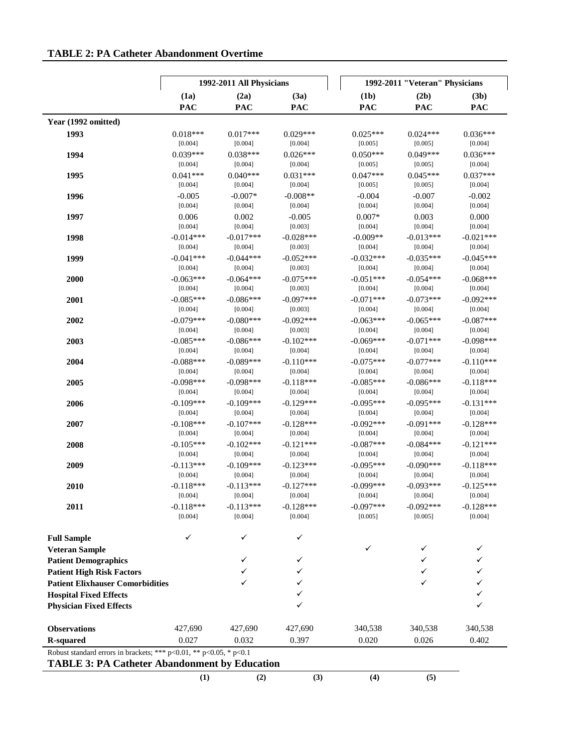**TABLE 2: PA Catheter Abandonment Overtime**

| | 1992-2011 All Physicians | | | 1992-2011 "Veteran" Physicians | | |
|---|---|---|---|---|---|---|
| | (1a) | (2a) | (3a) | (1b) | (2b) | (3b) |
| | PAC | PAC | PAC | PAC | PAC | PAC |
| **Year (1992 omitted)** | | | | | | |
| **1993** | 0.018*** | 0.017*** | 0.029*** | 0.025*** | 0.024*** | 0.036*** |
| | [0.004] | [0.004] | [0.004] | [0.005] | [0.005] | [0.004] |
| **1994** | 0.039*** | 0.038*** | 0.026*** | 0.050*** | 0.049*** | 0.036*** |
| | [0.004] | [0.004] | [0.004] | [0.005] | [0.005] | [0.004] |
| **1995** | 0.041*** | 0.040*** | 0.031*** | 0.047*** | 0.045*** | 0.037*** |
| | [0.004] | [0.004] | [0.004] | [0.005] | [0.005] | [0.004] |
| **1996** | -0.005 | -0.007* | -0.008** | -0.004 | -0.007 | -0.002 |
| | [0.004] | [0.004] | [0.004] | [0.004] | [0.004] | [0.004] |
| **1997** | 0.006 | 0.002 | -0.005 | 0.007* | 0.003 | 0.000 |
| | [0.004] | [0.004] | [0.003] | [0.004] | [0.004] | [0.004] |
| **1998** | -0.014*** | -0.017*** | -0.028*** | -0.009** | -0.013*** | -0.021*** |
| | [0.004] | [0.004] | [0.003] | [0.004] | [0.004] | [0.004] |
| **1999** | -0.041*** | -0.044*** | -0.052*** | -0.032*** | -0.035*** | -0.045*** |
| | [0.004] | [0.004] | [0.003] | [0.004] | [0.004] | [0.004] |
| **2000** | -0.063*** | -0.064*** | -0.075*** | -0.051*** | -0.054*** | -0.068*** |
| | [0.004] | [0.004] | [0.003] | [0.004] | [0.004] | [0.004] |
| **2001** | -0.085*** | -0.086*** | -0.097*** | -0.071*** | -0.073*** | -0.092*** |
| | [0.004] | [0.004] | [0.003] | [0.004] | [0.004] | [0.004] |
| **2002** | -0.079*** | -0.080*** | -0.092*** | -0.063*** | -0.065*** | -0.087*** |
| | [0.004] | [0.004] | [0.003] | [0.004] | [0.004] | [0.004] |
| **2003** | -0.085*** | -0.086*** | -0.102*** | -0.069*** | -0.071*** | -0.098*** |
| | [0.004] | [0.004] | [0.004] | [0.004] | [0.004] | [0.004] |
| **2004** | -0.088*** | -0.089*** | -0.110*** | -0.075*** | -0.077*** | -0.110*** |
| | [0.004] | [0.004] | [0.004] | [0.004] | [0.004] | [0.004] |
| **2005** | -0.098*** | -0.098*** | -0.118*** | -0.085*** | -0.086*** | -0.118*** |
| | [0.004] | [0.004] | [0.004] | [0.004] | [0.004] | [0.004] |
| **2006** | -0.109*** | -0.109*** | -0.129*** | -0.095*** | -0.095*** | -0.131*** |
| | [0.004] | [0.004] | [0.004] | [0.004] | [0.004] | [0.004] |
| **2007** | -0.108*** | -0.107*** | -0.128*** | -0.092*** | -0.091*** | -0.128*** |
| | [0.004] | [0.004] | [0.004] | [0.004] | [0.004] | [0.004] |
| **2008** | -0.105*** | -0.102*** | -0.121*** | -0.087*** | -0.084*** | -0.121*** |
| | [0.004] | [0.004] | [0.004] | [0.004] | [0.004] | [0.004] |
| **2009** | -0.113*** | -0.109*** | -0.123*** | -0.095*** | -0.090*** | -0.118*** |
| | [0.004] | [0.004] | [0.004] | [0.004] | [0.004] | [0.004] |
| **2010** | -0.118*** | -0.113*** | -0.127*** | -0.099*** | -0.093*** | -0.125*** |
| | [0.004] | [0.004] | [0.004] | [0.004] | [0.004] | [0.004] |
| **2011** | -0.118*** | -0.113*** | -0.128*** | -0.097*** | -0.092*** | -0.128*** |
| | [0.004] | [0.004] | [0.004] | [0.005] | [0.005] | [0.004] |
| **Full Sample** | ✓ | ✓ | ✓ | | | |
| **Veteran Sample** | | | | ✓ | ✓ | ✓ |
| **Patient Demographics** | | ✓ | ✓ | | ✓ | ✓ |
| **Patient High Risk Factors** | | ✓ | ✓ | | ✓ | ✓ |
| **Patient Elixhauser Comorbidities** | | ✓ | ✓ | | ✓ | ✓ |
| **Hospital Fixed Effects** | | | ✓ | | | ✓ |
| **Physician Fixed Effects** | | | ✓ | | | ✓ |
| **Observations** | 427,690 | 427,690 | 427,690 | 340,538 | 340,538 | 340,538 |
| **R-squared** | 0.027 | 0.032 | 0.397 | 0.020 | 0.026 | 0.402 |

Robust standard errors in brackets; *** p<0.01, ** p<0.05, * p<0.1

**TABLE 3: PA Catheter Abandonment by Education**

| | (1) | (2) | (3) | (4) | (5) |
|---|---|---|---|---|---|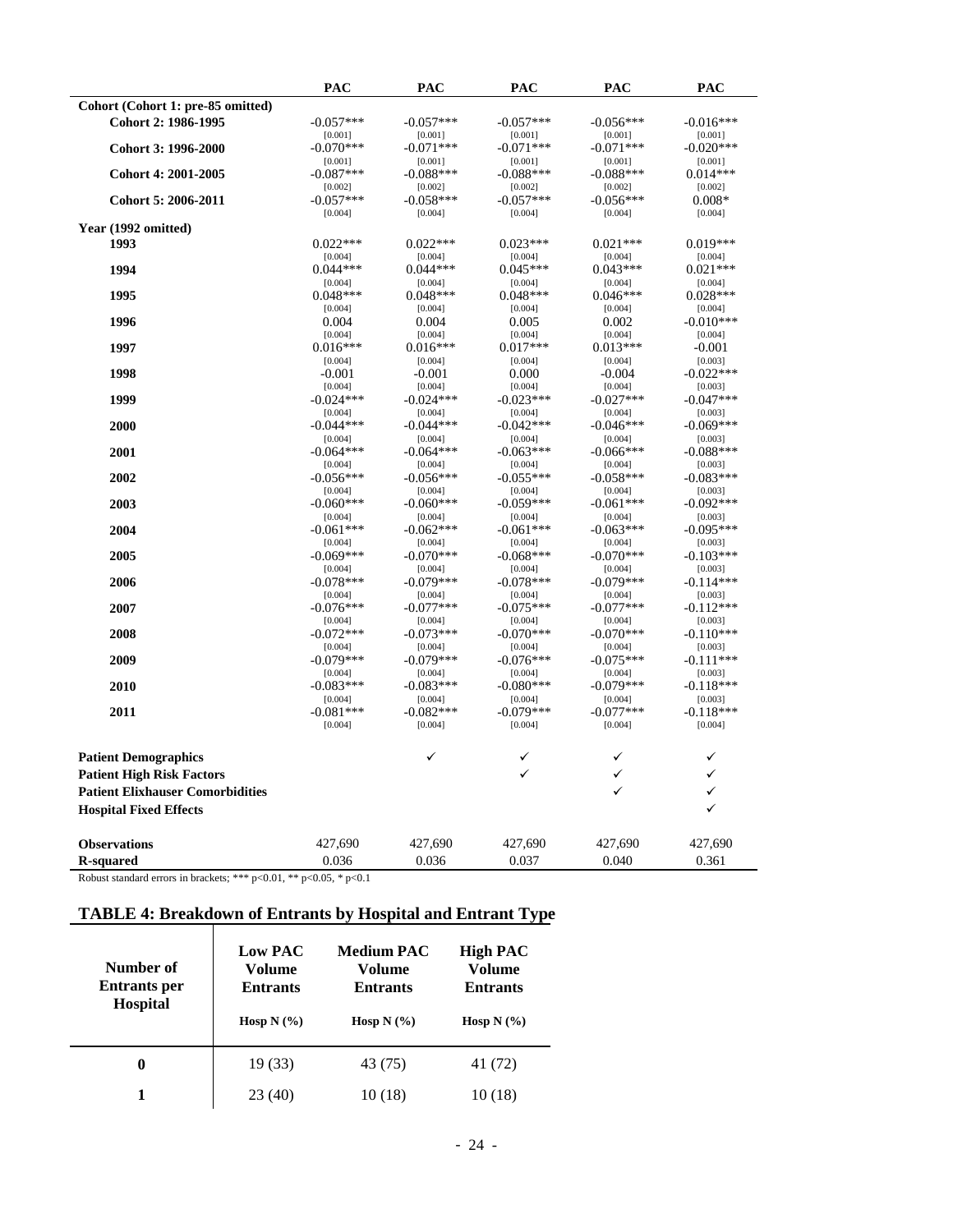| | PAC | PAC | PAC | PAC | PAC |
|---|---|---|---|---|---|
| **Cohort (Cohort 1: pre-85 omitted)** | | | | | |
| **Cohort 2: 1986-1995** | -0.057*** | -0.057*** | -0.057*** | -0.056*** | -0.016*** |
| | [0.001] | [0.001] | [0.001] | [0.001] | [0.001] |
| **Cohort 3: 1996-2000** | -0.070*** | -0.071*** | -0.071*** | -0.071*** | -0.020*** |
| | [0.001] | [0.001] | [0.001] | [0.001] | [0.001] |
| **Cohort 4: 2001-2005** | -0.087*** | -0.088*** | -0.088*** | -0.088*** | 0.014*** |
| | [0.002] | [0.002] | [0.002] | [0.002] | [0.002] |
| **Cohort 5: 2006-2011** | -0.057*** | -0.058*** | -0.057*** | -0.056*** | 0.008* |
| | [0.004] | [0.004] | [0.004] | [0.004] | [0.004] |
| **Year (1992 omitted)** | | | | | |
| **1993** | 0.022*** | 0.022*** | 0.023*** | 0.021*** | 0.019*** |
| | [0.004] | [0.004] | [0.004] | [0.004] | [0.004] |
| **1994** | 0.044*** | 0.044*** | 0.045*** | 0.043*** | 0.021*** |
| | [0.004] | [0.004] | [0.004] | [0.004] | [0.004] |
| **1995** | 0.048*** | 0.048*** | 0.048*** | 0.046*** | 0.028*** |
| | [0.004] | [0.004] | [0.004] | [0.004] | [0.004] |
| **1996** | 0.004 | 0.004 | 0.005 | 0.002 | -0.010*** |
| | [0.004] | [0.004] | [0.004] | [0.004] | [0.004] |
| **1997** | 0.016*** | 0.016*** | 0.017*** | 0.013*** | -0.001 |
| | [0.004] | [0.004] | [0.004] | [0.004] | [0.003] |
| **1998** | -0.001 | -0.001 | 0.000 | -0.004 | -0.022*** |
| | [0.004] | [0.004] | [0.004] | [0.004] | [0.003] |
| **1999** | -0.024*** | -0.024*** | -0.023*** | -0.027*** | -0.047*** |
| | [0.004] | [0.004] | [0.004] | [0.004] | [0.003] |
| **2000** | -0.044*** | -0.044*** | -0.042*** | -0.046*** | -0.069*** |
| | [0.004] | [0.004] | [0.004] | [0.004] | [0.003] |
| **2001** | -0.064*** | -0.064*** | -0.063*** | -0.066*** | -0.088*** |
| | [0.004] | [0.004] | [0.004] | [0.004] | [0.003] |
| **2002** | -0.056*** | -0.056*** | -0.055*** | -0.058*** | -0.083*** |
| | [0.004] | [0.004] | [0.004] | [0.004] | [0.003] |
| **2003** | -0.060*** | -0.060*** | -0.059*** | -0.061*** | -0.092*** |
| | [0.004] | [0.004] | [0.004] | [0.004] | [0.003] |
| **2004** | -0.061*** | -0.062*** | -0.061*** | -0.063*** | -0.095*** |
| | [0.004] | [0.004] | [0.004] | [0.004] | [0.003] |
| **2005** | -0.069*** | -0.070*** | -0.068*** | -0.070*** | -0.103*** |
| | [0.004] | [0.004] | [0.004] | [0.004] | [0.003] |
| **2006** | -0.078*** | -0.079*** | -0.078*** | -0.079*** | -0.114*** |
| | [0.004] | [0.004] | [0.004] | [0.004] | [0.003] |
| **2007** | -0.076*** | -0.077*** | -0.075*** | -0.077*** | -0.112*** |
| | [0.004] | [0.004] | [0.004] | [0.004] | [0.003] |
| **2008** | -0.072*** | -0.073*** | -0.070*** | -0.070*** | -0.110*** |
| | [0.004] | [0.004] | [0.004] | [0.004] | [0.003] |
| **2009** | -0.079*** | -0.079*** | -0.076*** | -0.075*** | -0.111*** |
| | [0.004] | [0.004] | [0.004] | [0.004] | [0.003] |
| **2010** | -0.083*** | -0.083*** | -0.080*** | -0.079*** | -0.118*** |
| | [0.004] | [0.004] | [0.004] | [0.004] | [0.003] |
| **2011** | -0.081*** | -0.082*** | -0.079*** | -0.077*** | -0.118*** |
| | [0.004] | [0.004] | [0.004] | [0.004] | [0.004] |
| **Patient Demographics** | | ✓ | ✓ | ✓ | ✓ |
| **Patient High Risk Factors** | | | ✓ | ✓ | ✓ |
| **Patient Elixhauser Comorbidities** | | | | ✓ | ✓ |
| **Hospital Fixed Effects** | | | | | ✓ |
| **Observations** | 427,690 | 427,690 | 427,690 | 427,690 | 427,690 |
| **R-squared** | 0.036 | 0.036 | 0.037 | 0.040 | 0.361 |

Robust standard errors in brackets; *** p<0.01, ** p<0.05, * p<0.1

## TABLE 4: Breakdown of Entrants by Hospital and Entrant Type

| Number of Entrants per Hospital | Low PAC Volume Entrants | Medium PAC Volume Entrants | High PAC Volume Entrants |
|---|---|---|---|
| | Hosp N (%) | Hosp N (%) | Hosp N (%) |
| **0** | 19 (33) | 43 (75) | 41 (72) |
| **1** | 23 (40) | 10 (18) | 10 (18) |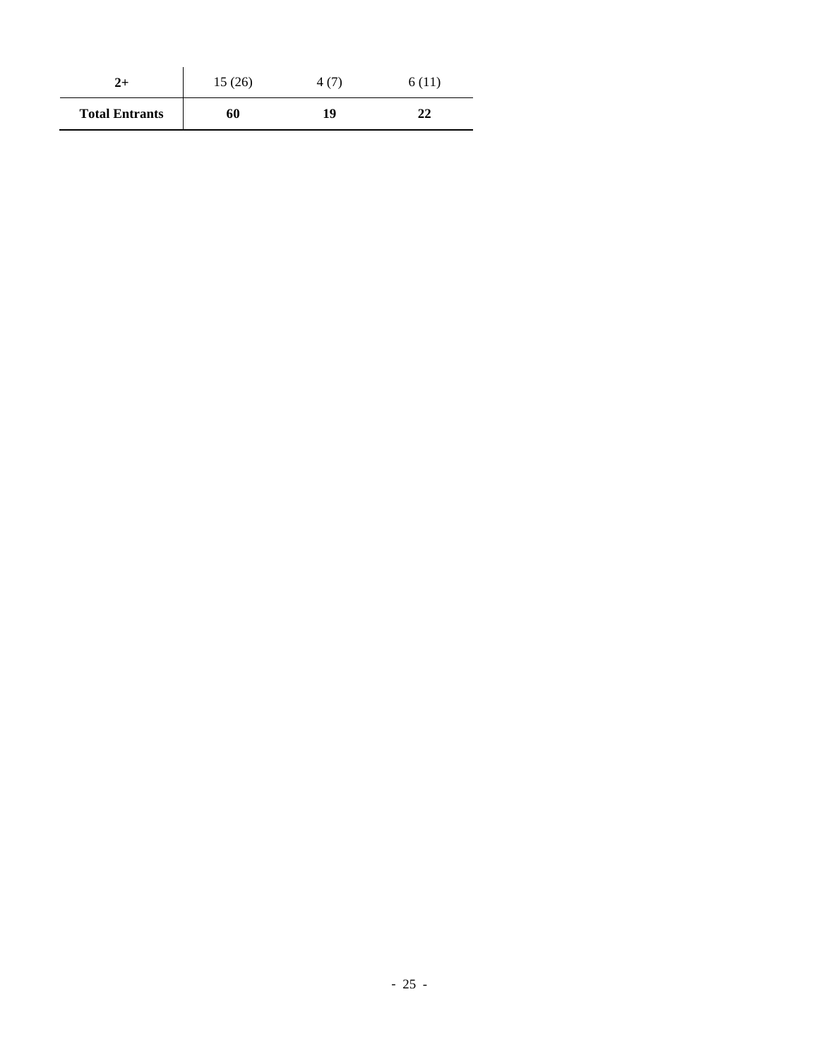| | | | |
|---|---|---|---|
| **2+** | 15 (26) | 4 (7) | 6 (11) |
| **Total Entrants** | **60** | **19** | **22** |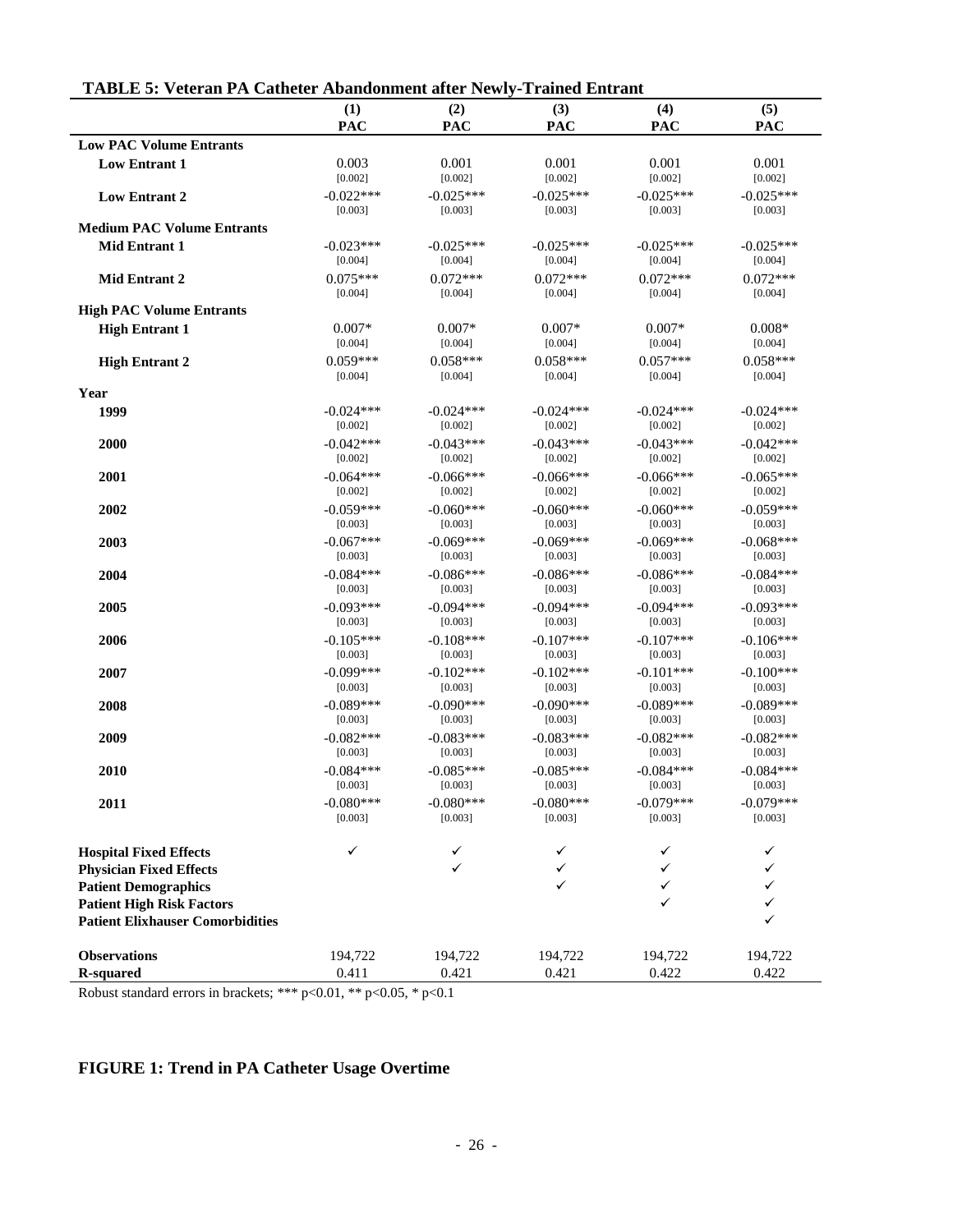**TABLE 5: Veteran PA Catheter Abandonment after Newly-Trained Entrant**

| | (1) PAC | (2) PAC | (3) PAC | (4) PAC | (5) PAC |
|---|---|---|---|---|---|
| **Low PAC Volume Entrants** | | | | | |
| **Low Entrant 1** | 0.003 | 0.001 | 0.001 | 0.001 | 0.001 |
| | [0.002] | [0.002] | [0.002] | [0.002] | [0.002] |
| **Low Entrant 2** | -0.022*** | -0.025*** | -0.025*** | -0.025*** | -0.025*** |
| | [0.003] | [0.003] | [0.003] | [0.003] | [0.003] |
| **Medium PAC Volume Entrants** | | | | | |
| **Mid Entrant 1** | -0.023*** | -0.025*** | -0.025*** | -0.025*** | -0.025*** |
| | [0.004] | [0.004] | [0.004] | [0.004] | [0.004] |
| **Mid Entrant 2** | 0.075*** | 0.072*** | 0.072*** | 0.072*** | 0.072*** |
| | [0.004] | [0.004] | [0.004] | [0.004] | [0.004] |
| **High PAC Volume Entrants** | | | | | |
| **High Entrant 1** | 0.007* | 0.007* | 0.007* | 0.007* | 0.008* |
| | [0.004] | [0.004] | [0.004] | [0.004] | [0.004] |
| **High Entrant 2** | 0.059*** | 0.058*** | 0.058*** | 0.057*** | 0.058*** |
| | [0.004] | [0.004] | [0.004] | [0.004] | [0.004] |
| **Year** | | | | | |
| **1999** | -0.024*** | -0.024*** | -0.024*** | -0.024*** | -0.024*** |
| | [0.002] | [0.002] | [0.002] | [0.002] | [0.002] |
| **2000** | -0.042*** | -0.043*** | -0.043*** | -0.043*** | -0.042*** |
| | [0.002] | [0.002] | [0.002] | [0.002] | [0.002] |
| **2001** | -0.064*** | -0.066*** | -0.066*** | -0.066*** | -0.065*** |
| | [0.002] | [0.002] | [0.002] | [0.002] | [0.002] |
| **2002** | -0.059*** | -0.060*** | -0.060*** | -0.060*** | -0.059*** |
| | [0.003] | [0.003] | [0.003] | [0.003] | [0.003] |
| **2003** | -0.067*** | -0.069*** | -0.069*** | -0.069*** | -0.068*** |
| | [0.003] | [0.003] | [0.003] | [0.003] | [0.003] |
| **2004** | -0.084*** | -0.086*** | -0.086*** | -0.086*** | -0.084*** |
| | [0.003] | [0.003] | [0.003] | [0.003] | [0.003] |
| **2005** | -0.093*** | -0.094*** | -0.094*** | -0.094*** | -0.093*** |
| | [0.003] | [0.003] | [0.003] | [0.003] | [0.003] |
| **2006** | -0.105*** | -0.108*** | -0.107*** | -0.107*** | -0.106*** |
| | [0.003] | [0.003] | [0.003] | [0.003] | [0.003] |
| **2007** | -0.099*** | -0.102*** | -0.102*** | -0.101*** | -0.100*** |
| | [0.003] | [0.003] | [0.003] | [0.003] | [0.003] |
| **2008** | -0.089*** | -0.090*** | -0.090*** | -0.089*** | -0.089*** |
| | [0.003] | [0.003] | [0.003] | [0.003] | [0.003] |
| **2009** | -0.082*** | -0.083*** | -0.083*** | -0.082*** | -0.082*** |
| | [0.003] | [0.003] | [0.003] | [0.003] | [0.003] |
| **2010** | -0.084*** | -0.085*** | -0.085*** | -0.084*** | -0.084*** |
| | [0.003] | [0.003] | [0.003] | [0.003] | [0.003] |
| **2011** | -0.080*** | -0.080*** | -0.080*** | -0.079*** | -0.079*** |
| | [0.003] | [0.003] | [0.003] | [0.003] | [0.003] |
| **Hospital Fixed Effects** | ✓ | ✓ | ✓ | ✓ | ✓ |
| **Physician Fixed Effects** | | ✓ | ✓ | ✓ | ✓ |
| **Patient Demographics** | | | ✓ | ✓ | ✓ |
| **Patient High Risk Factors** | | | | ✓ | ✓ |
| **Patient Elixhauser Comorbidities** | | | | | ✓ |
| **Observations** | 194,722 | 194,722 | 194,722 | 194,722 | 194,722 |
| **R-squared** | 0.411 | 0.421 | 0.421 | 0.422 | 0.422 |

Robust standard errors in brackets; *** p<0.01, ** p<0.05, * p<0.1

**FIGURE 1: Trend in PA Catheter Usage Overtime**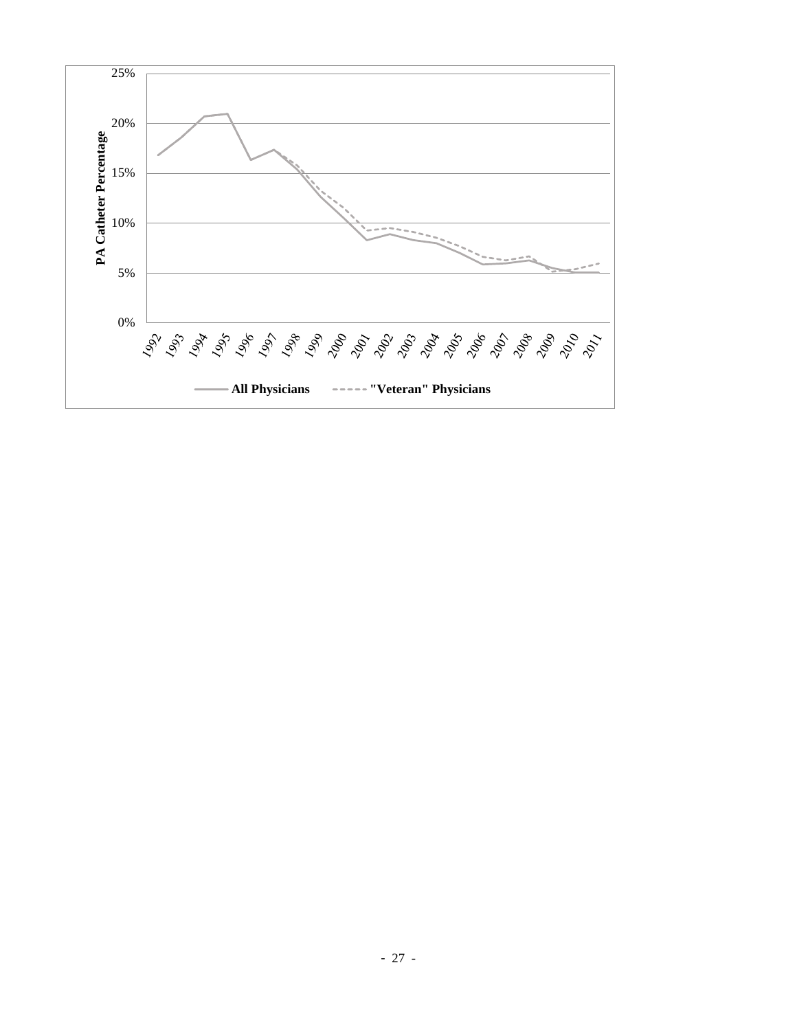PA Catheter Percentage

25%

20%

15%

10%

5%

0%

1992 1993 1994 1995 1996 1997 1998 1999 2000 2001 2002 2003 2004 2005 2006 2007 2008 2009 2010 2011

**All Physicians** **"Veteran" Physicians**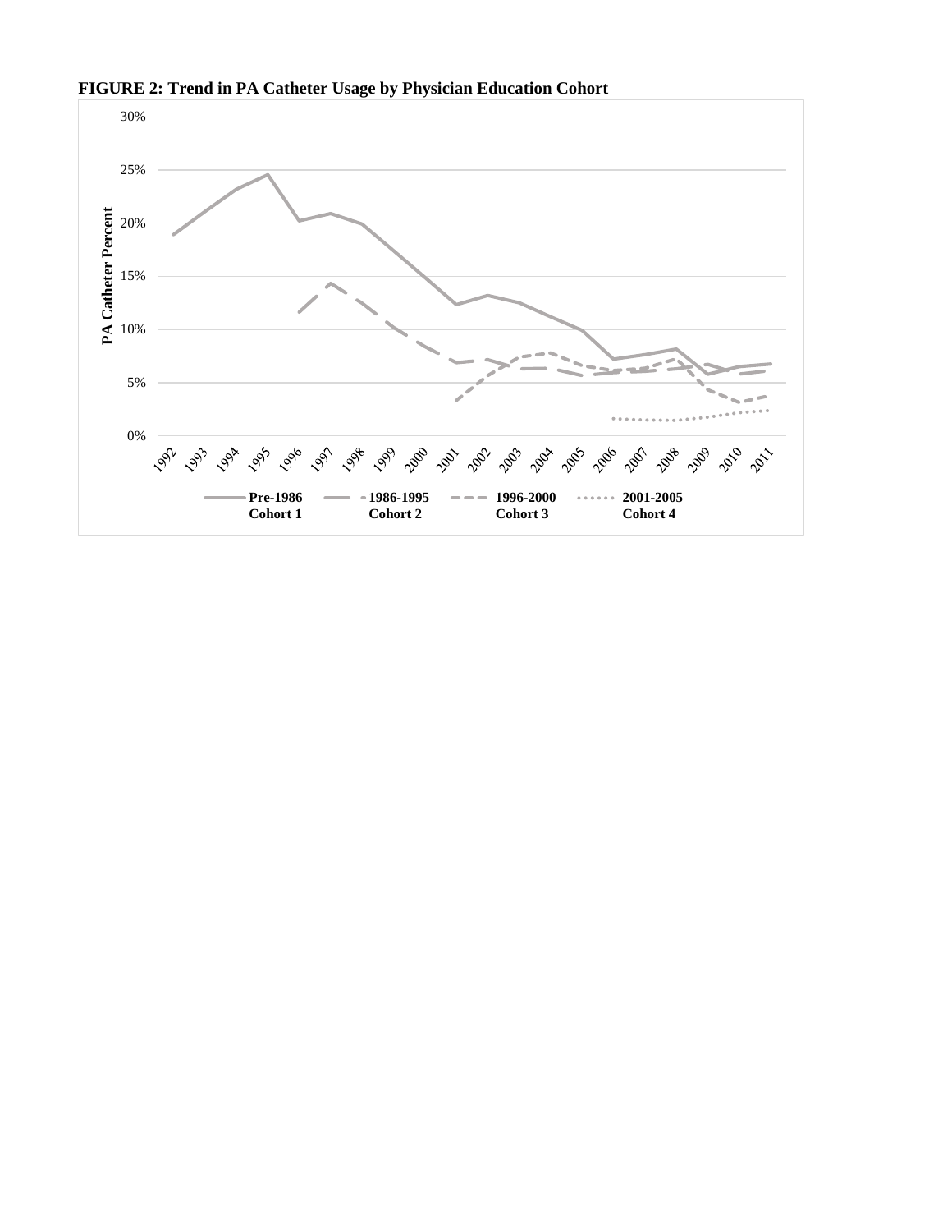**FIGURE 2: Trend in PA Catheter Usage by Physician Education Cohort**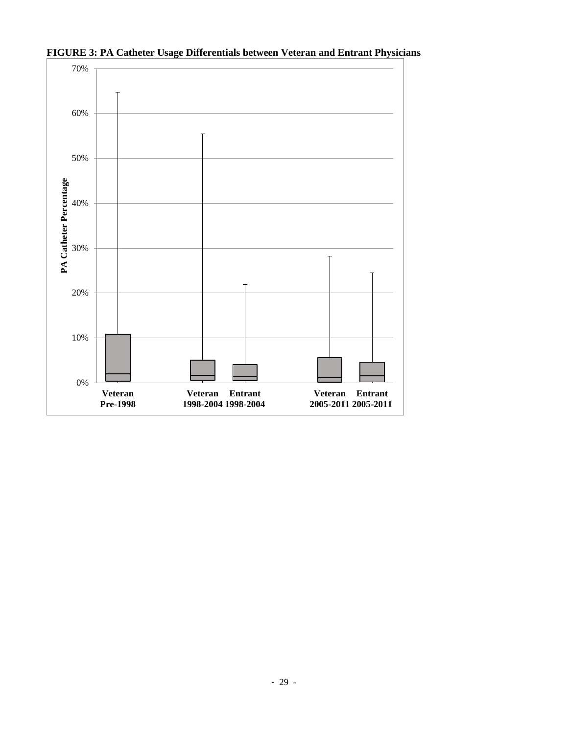**FIGURE 3: PA Catheter Usage Differentials between Veteran and Entrant Physicians**

PA Catheter Percentage

70%
60%
50%
40%
30%
20%
10%
0%

Veteran Pre-1998

Veteran 1998-2004

Entrant 1998-2004

Veteran 2005-2011

Entrant 2005-2011